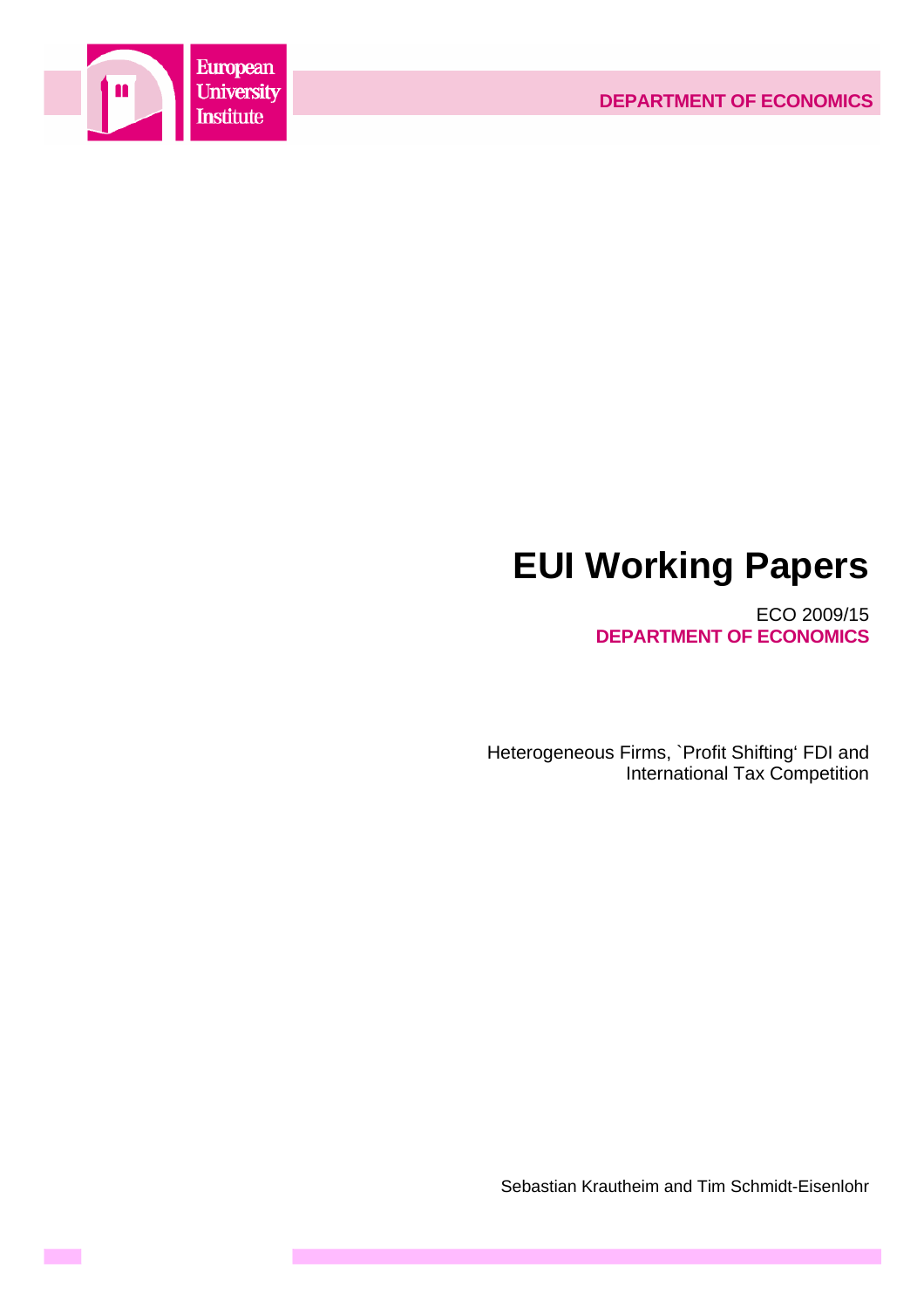European University Institute

DEPARTMENT OF ECONOMICS

# EUI Working Papers

ECO 2009/15

**DEPARTMENT OF ECONOMICS**

Heterogeneous Firms, `Profit Shifting' FDI and International Tax Competition

Sebastian Krautheim and Tim Schmidt-Eisenlohr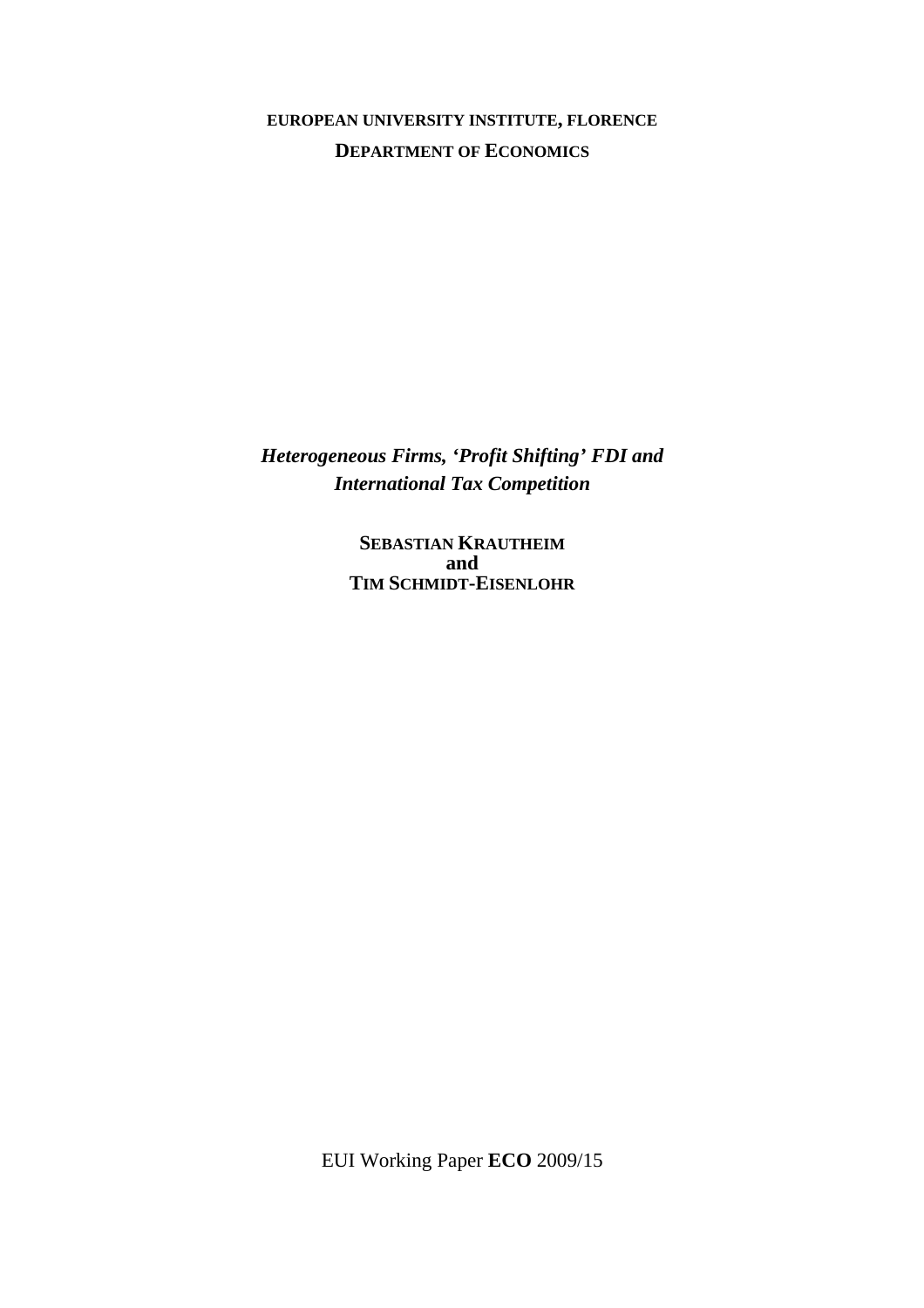**EUROPEAN UNIVERSITY INSTITUTE, FLORENCE**

**DEPARTMENT OF ECONOMICS**

***Heterogeneous Firms, 'Profit Shifting' FDI and International Tax Competition***

**SEBASTIAN KRAUTHEIM**
**and**
**TIM SCHMIDT-EISENLOHR**

EUI Working Paper **ECO** 2009/15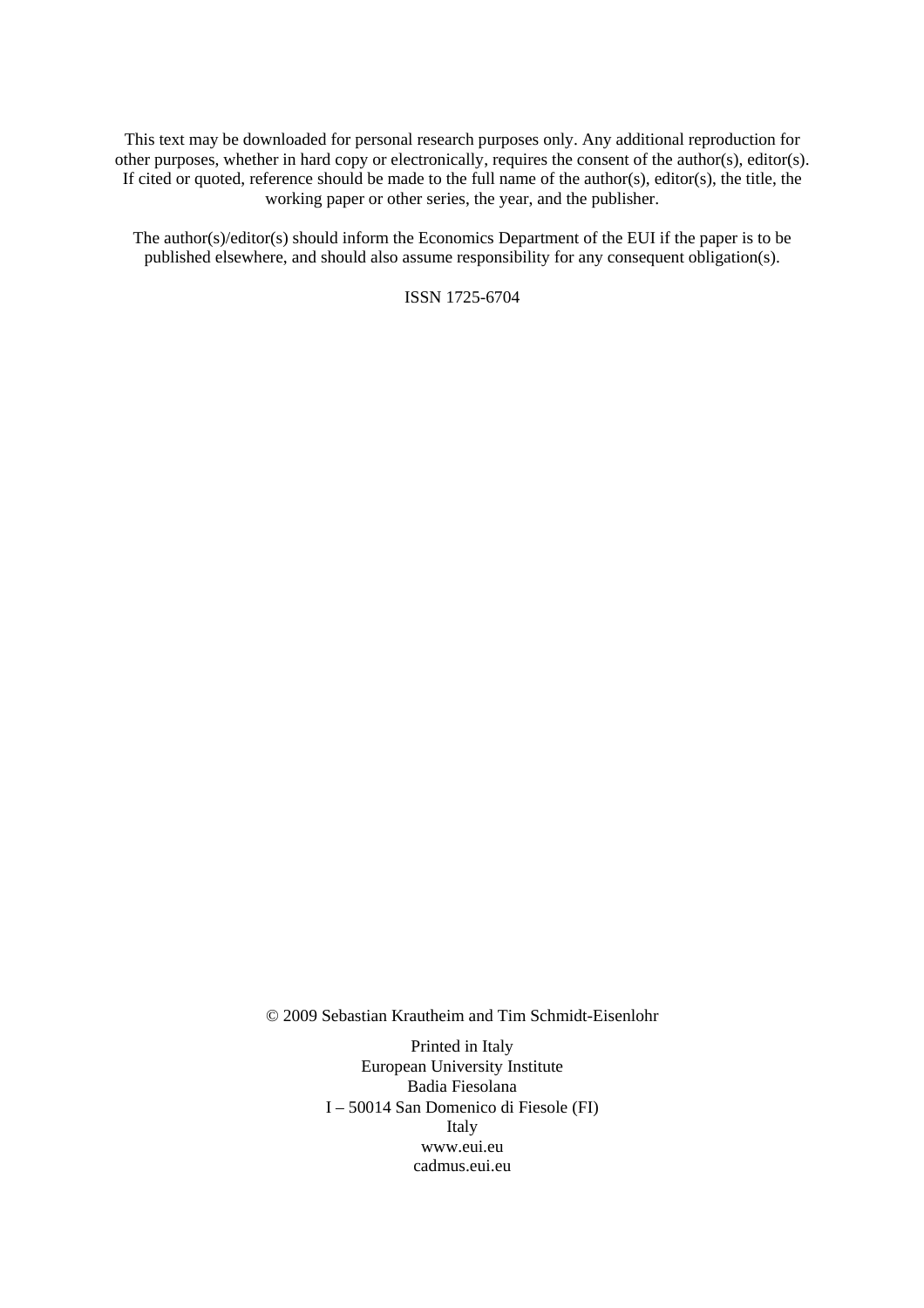This text may be downloaded for personal research purposes only. Any additional reproduction for other purposes, whether in hard copy or electronically, requires the consent of the author(s), editor(s). If cited or quoted, reference should be made to the full name of the author(s), editor(s), the title, the working paper or other series, the year, and the publisher.

The author(s)/editor(s) should inform the Economics Department of the EUI if the paper is to be published elsewhere, and should also assume responsibility for any consequent obligation(s).

ISSN 1725-6704

© 2009 Sebastian Krautheim and Tim Schmidt-Eisenlohr

Printed in Italy
European University Institute
Badia Fiesolana
I – 50014 San Domenico di Fiesole (FI)
Italy
www.eui.eu
cadmus.eui.eu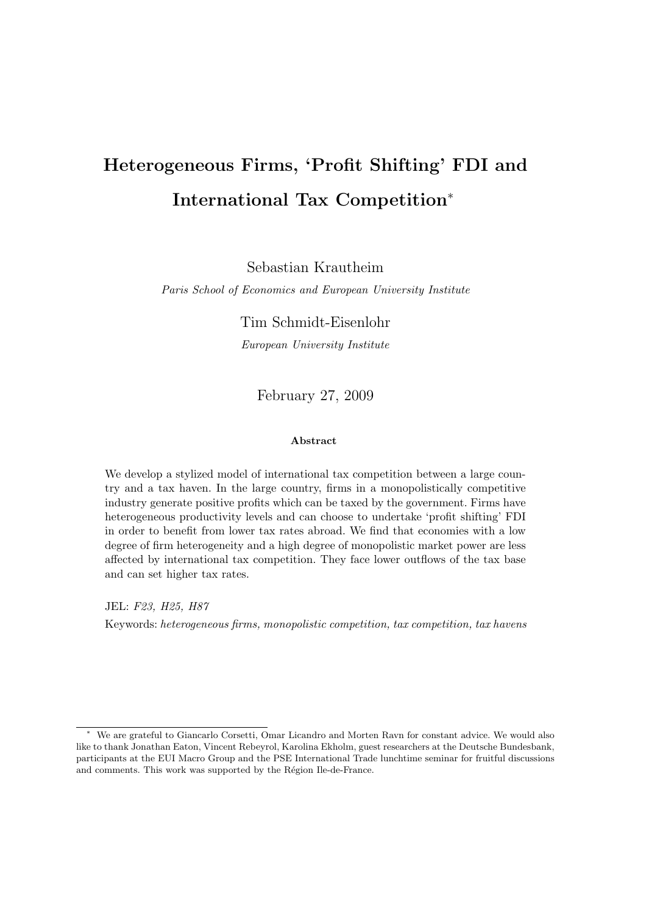# Heterogeneous Firms, 'Profit Shifting' FDI and International Tax Competition*

Sebastian Krautheim

*Paris School of Economics and European University Institute*

Tim Schmidt-Eisenlohr

*European University Institute*

February 27, 2009

### Abstract

We develop a stylized model of international tax competition between a large country and a tax haven. In the large country, firms in a monopolistically competitive industry generate positive profits which can be taxed by the government. Firms have heterogeneous productivity levels and can choose to undertake 'profit shifting' FDI in order to benefit from lower tax rates abroad. We find that economies with a low degree of firm heterogeneity and a high degree of monopolistic market power are less affected by international tax competition. They face lower outflows of the tax base and can set higher tax rates.

JEL: *F23, H25, H87*

Keywords: *heterogeneous firms, monopolistic competition, tax competition, tax havens*

---

\* We are grateful to Giancarlo Corsetti, Omar Licandro and Morten Ravn for constant advice. We would also like to thank Jonathan Eaton, Vincent Rebeyrol, Karolina Ekholm, guest researchers at the Deutsche Bundesbank, participants at the EUI Macro Group and the PSE International Trade lunchtime seminar for fruitful discussions and comments. This work was supported by the Région Ile-de-France.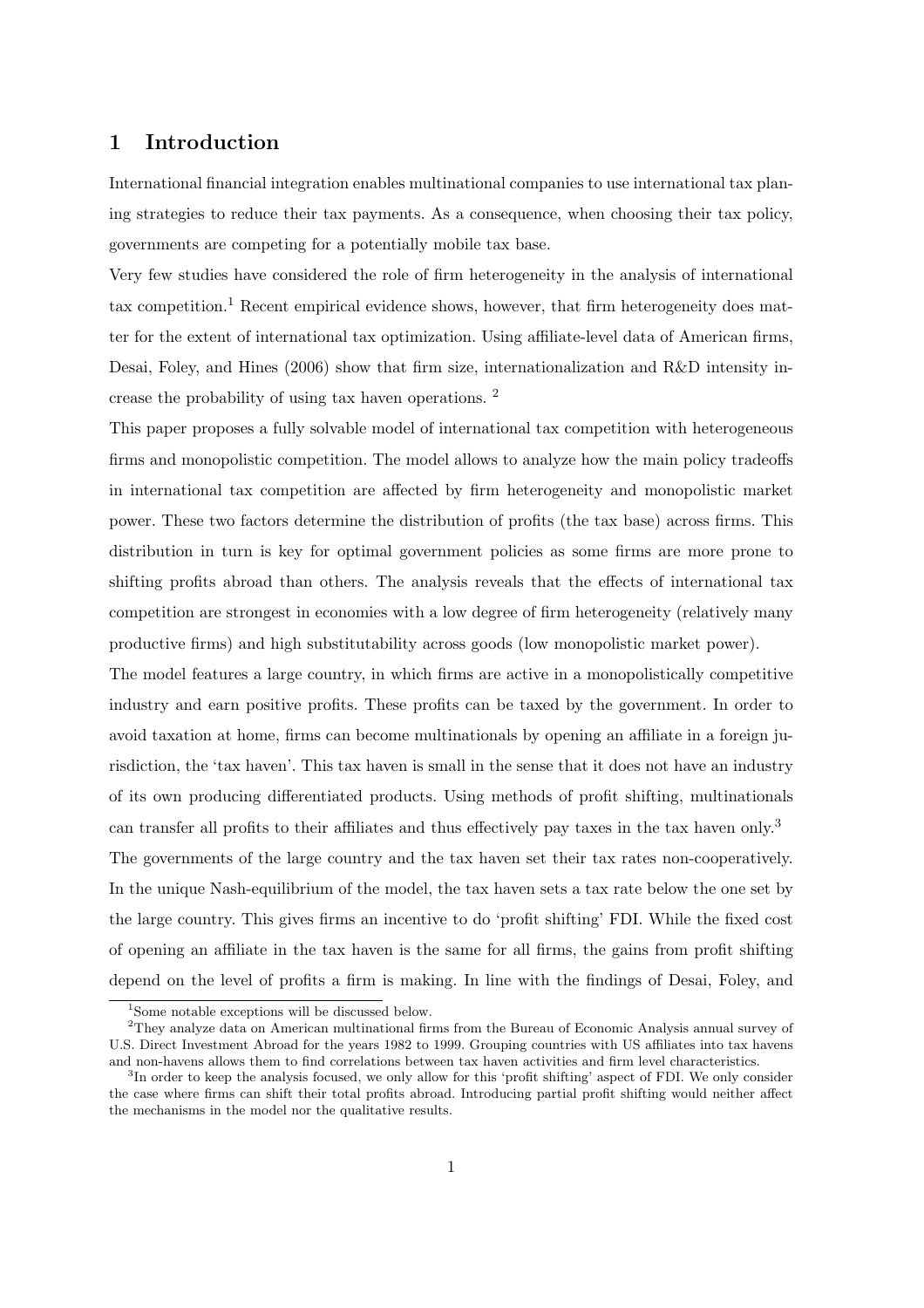# 1 Introduction

International financial integration enables multinational companies to use international tax planing strategies to reduce their tax payments. As a consequence, when choosing their tax policy, governments are competing for a potentially mobile tax base.

Very few studies have considered the role of firm heterogeneity in the analysis of international tax competition.[1] Recent empirical evidence shows, however, that firm heterogeneity does matter for the extent of international tax optimization. Using affiliate-level data of American firms, Desai, Foley, and Hines (2006) show that firm size, internationalization and R&D intensity increase the probability of using tax haven operations. [2]

This paper proposes a fully solvable model of international tax competition with heterogeneous firms and monopolistic competition. The model allows to analyze how the main policy tradeoffs in international tax competition are affected by firm heterogeneity and monopolistic market power. These two factors determine the distribution of profits (the tax base) across firms. This distribution in turn is key for optimal government policies as some firms are more prone to shifting profits abroad than others. The analysis reveals that the effects of international tax competition are strongest in economies with a low degree of firm heterogeneity (relatively many productive firms) and high substitutability across goods (low monopolistic market power).

The model features a large country, in which firms are active in a monopolistically competitive industry and earn positive profits. These profits can be taxed by the government. In order to avoid taxation at home, firms can become multinationals by opening an affiliate in a foreign jurisdiction, the 'tax haven'. This tax haven is small in the sense that it does not have an industry of its own producing differentiated products. Using methods of profit shifting, multinationals can transfer all profits to their affiliates and thus effectively pay taxes in the tax haven only.[3]

The governments of the large country and the tax haven set their tax rates non-cooperatively. In the unique Nash-equilibrium of the model, the tax haven sets a tax rate below the one set by the large country. This gives firms an incentive to do 'profit shifting' FDI. While the fixed cost of opening an affiliate in the tax haven is the same for all firms, the gains from profit shifting depend on the level of profits a firm is making. In line with the findings of Desai, Foley, and

[1] Some notable exceptions will be discussed below.

[2] They analyze data on American multinational firms from the Bureau of Economic Analysis annual survey of U.S. Direct Investment Abroad for the years 1982 to 1999. Grouping countries with US affiliates into tax havens and non-havens allows them to find correlations between tax haven activities and firm level characteristics.

[3] In order to keep the analysis focused, we only allow for this 'profit shifting' aspect of FDI. We only consider the case where firms can shift their total profits abroad. Introducing partial profit shifting would neither affect the mechanisms in the model nor the qualitative results.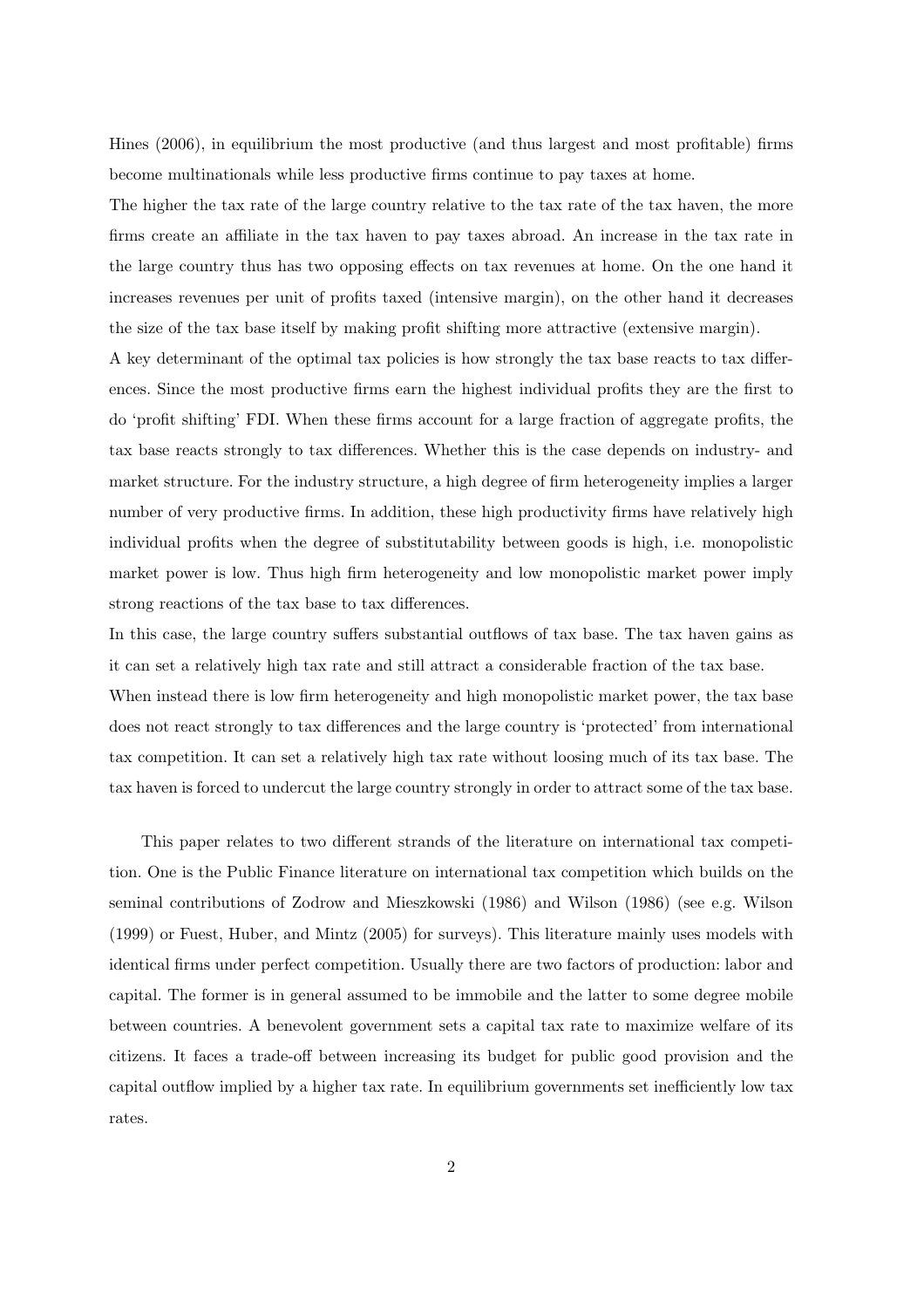Hines (2006), in equilibrium the most productive (and thus largest and most profitable) firms become multinationals while less productive firms continue to pay taxes at home.

The higher the tax rate of the large country relative to the tax rate of the tax haven, the more firms create an affiliate in the tax haven to pay taxes abroad. An increase in the tax rate in the large country thus has two opposing effects on tax revenues at home. On the one hand it increases revenues per unit of profits taxed (intensive margin), on the other hand it decreases the size of the tax base itself by making profit shifting more attractive (extensive margin).

A key determinant of the optimal tax policies is how strongly the tax base reacts to tax differences. Since the most productive firms earn the highest individual profits they are the first to do 'profit shifting' FDI. When these firms account for a large fraction of aggregate profits, the tax base reacts strongly to tax differences. Whether this is the case depends on industry- and market structure. For the industry structure, a high degree of firm heterogeneity implies a larger number of very productive firms. In addition, these high productivity firms have relatively high individual profits when the degree of substitutability between goods is high, i.e. monopolistic market power is low. Thus high firm heterogeneity and low monopolistic market power imply strong reactions of the tax base to tax differences.

In this case, the large country suffers substantial outflows of tax base. The tax haven gains as it can set a relatively high tax rate and still attract a considerable fraction of the tax base.

When instead there is low firm heterogeneity and high monopolistic market power, the tax base does not react strongly to tax differences and the large country is 'protected' from international tax competition. It can set a relatively high tax rate without loosing much of its tax base. The tax haven is forced to undercut the large country strongly in order to attract some of the tax base.

This paper relates to two different strands of the literature on international tax competition. One is the Public Finance literature on international tax competition which builds on the seminal contributions of Zodrow and Mieszkowski (1986) and Wilson (1986) (see e.g. Wilson (1999) or Fuest, Huber, and Mintz (2005) for surveys). This literature mainly uses models with identical firms under perfect competition. Usually there are two factors of production: labor and capital. The former is in general assumed to be immobile and the latter to some degree mobile between countries. A benevolent government sets a capital tax rate to maximize welfare of its citizens. It faces a trade-off between increasing its budget for public good provision and the capital outflow implied by a higher tax rate. In equilibrium governments set inefficiently low tax rates.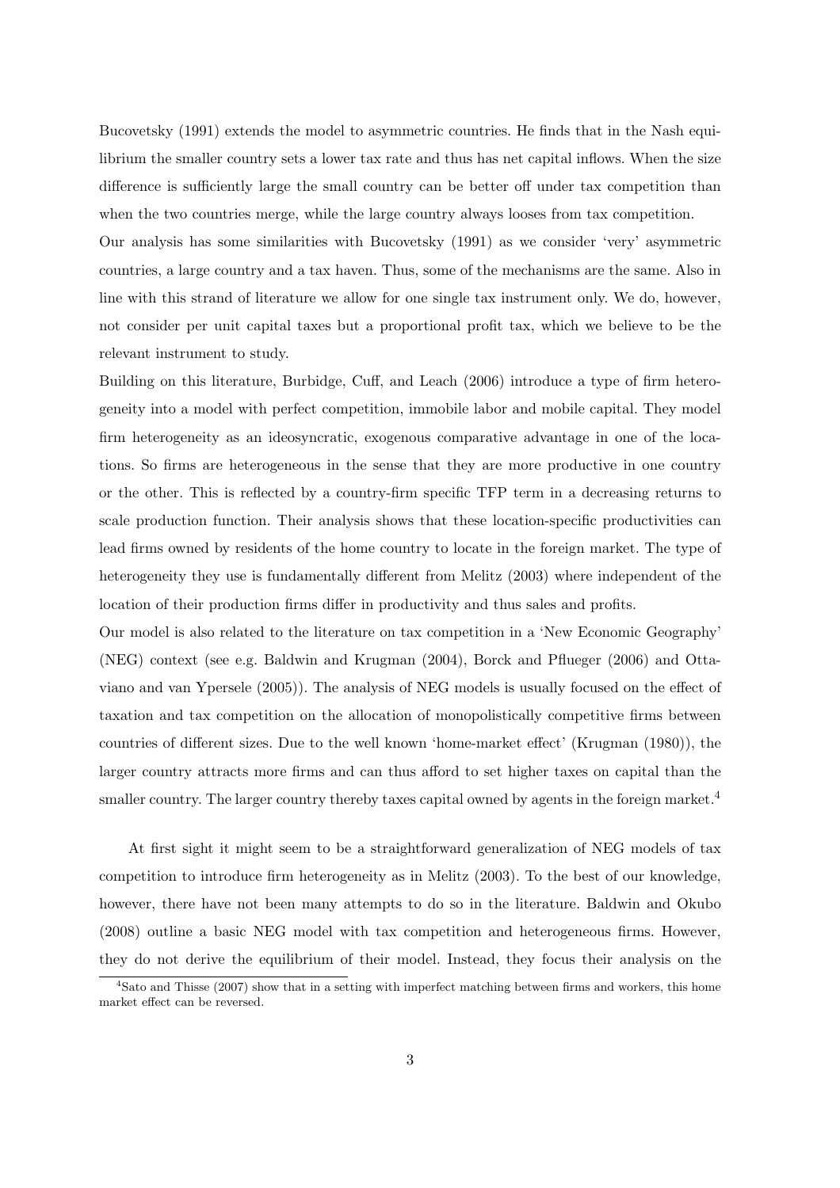Bucovetsky (1991) extends the model to asymmetric countries. He finds that in the Nash equilibrium the smaller country sets a lower tax rate and thus has net capital inflows. When the size difference is sufficiently large the small country can be better off under tax competition than when the two countries merge, while the large country always looses from tax competition.

Our analysis has some similarities with Bucovetsky (1991) as we consider 'very' asymmetric countries, a large country and a tax haven. Thus, some of the mechanisms are the same. Also in line with this strand of literature we allow for one single tax instrument only. We do, however, not consider per unit capital taxes but a proportional profit tax, which we believe to be the relevant instrument to study.

Building on this literature, Burbidge, Cuff, and Leach (2006) introduce a type of firm heterogeneity into a model with perfect competition, immobile labor and mobile capital. They model firm heterogeneity as an ideosyncratic, exogenous comparative advantage in one of the locations. So firms are heterogeneous in the sense that they are more productive in one country or the other. This is reflected by a country-firm specific TFP term in a decreasing returns to scale production function. Their analysis shows that these location-specific productivities can lead firms owned by residents of the home country to locate in the foreign market. The type of heterogeneity they use is fundamentally different from Melitz (2003) where independent of the location of their production firms differ in productivity and thus sales and profits.

Our model is also related to the literature on tax competition in a 'New Economic Geography' (NEG) context (see e.g. Baldwin and Krugman (2004), Borck and Pflueger (2006) and Ottaviano and van Ypersele (2005)). The analysis of NEG models is usually focused on the effect of taxation and tax competition on the allocation of monopolistically competitive firms between countries of different sizes. Due to the well known 'home-market effect' (Krugman (1980)), the larger country attracts more firms and can thus afford to set higher taxes on capital than the smaller country. The larger country thereby taxes capital owned by agents in the foreign market.[4]

At first sight it might seem to be a straightforward generalization of NEG models of tax competition to introduce firm heterogeneity as in Melitz (2003). To the best of our knowledge, however, there have not been many attempts to do so in the literature. Baldwin and Okubo (2008) outline a basic NEG model with tax competition and heterogeneous firms. However, they do not derive the equilibrium of their model. Instead, they focus their analysis on the

[4] Sato and Thisse (2007) show that in a setting with imperfect matching between firms and workers, this home market effect can be reversed.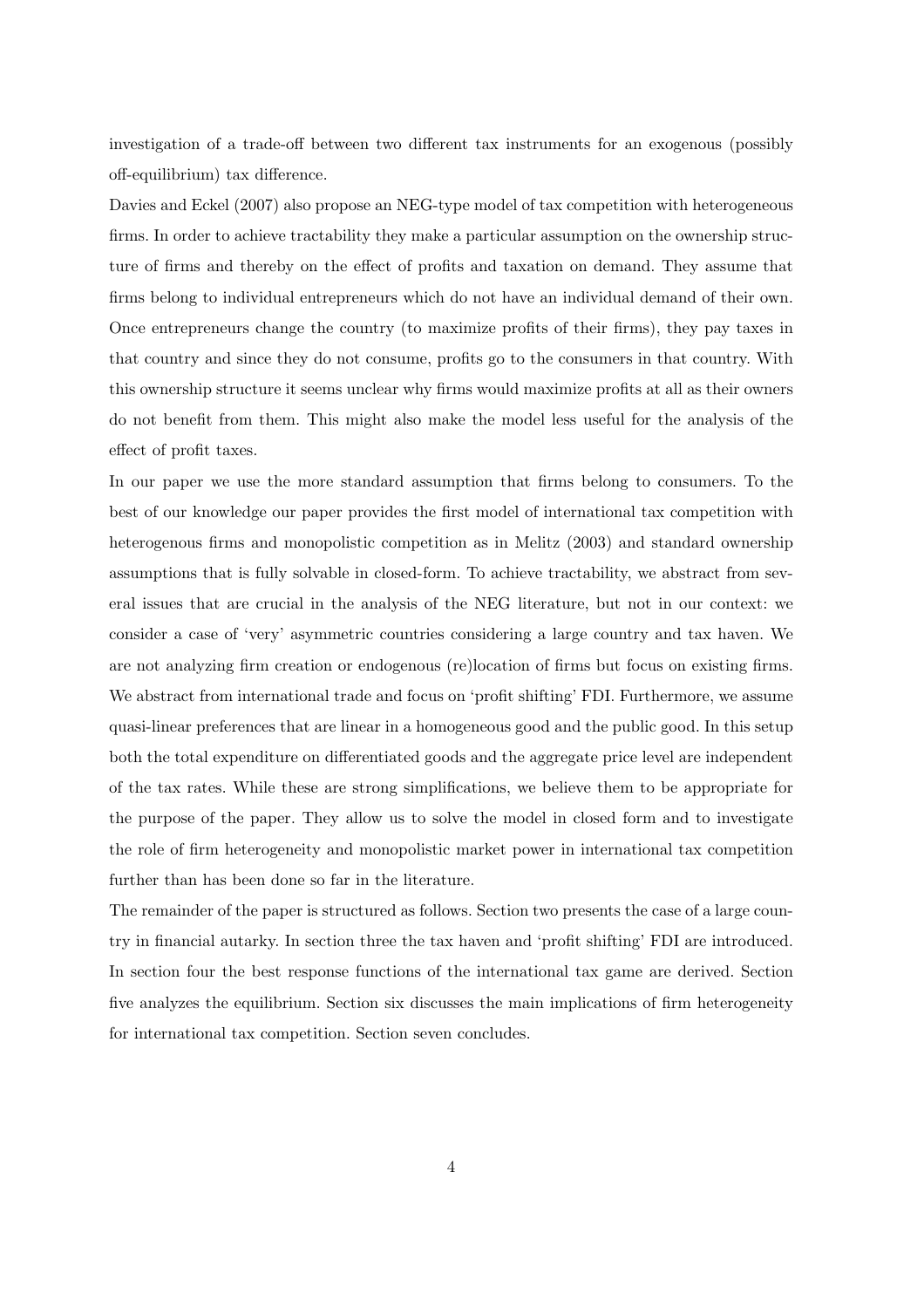investigation of a trade-off between two different tax instruments for an exogenous (possibly off-equilibrium) tax difference.

Davies and Eckel (2007) also propose an NEG-type model of tax competition with heterogeneous firms. In order to achieve tractability they make a particular assumption on the ownership structure of firms and thereby on the effect of profits and taxation on demand. They assume that firms belong to individual entrepreneurs which do not have an individual demand of their own. Once entrepreneurs change the country (to maximize profits of their firms), they pay taxes in that country and since they do not consume, profits go to the consumers in that country. With this ownership structure it seems unclear why firms would maximize profits at all as their owners do not benefit from them. This might also make the model less useful for the analysis of the effect of profit taxes.

In our paper we use the more standard assumption that firms belong to consumers. To the best of our knowledge our paper provides the first model of international tax competition with heterogenous firms and monopolistic competition as in Melitz (2003) and standard ownership assumptions that is fully solvable in closed-form. To achieve tractability, we abstract from several issues that are crucial in the analysis of the NEG literature, but not in our context: we consider a case of 'very' asymmetric countries considering a large country and tax haven. We are not analyzing firm creation or endogenous (re)location of firms but focus on existing firms. We abstract from international trade and focus on 'profit shifting' FDI. Furthermore, we assume quasi-linear preferences that are linear in a homogeneous good and the public good. In this setup both the total expenditure on differentiated goods and the aggregate price level are independent of the tax rates. While these are strong simplifications, we believe them to be appropriate for the purpose of the paper. They allow us to solve the model in closed form and to investigate the role of firm heterogeneity and monopolistic market power in international tax competition further than has been done so far in the literature.

The remainder of the paper is structured as follows. Section two presents the case of a large country in financial autarky. In section three the tax haven and 'profit shifting' FDI are introduced. In section four the best response functions of the international tax game are derived. Section five analyzes the equilibrium. Section six discusses the main implications of firm heterogeneity for international tax competition. Section seven concludes.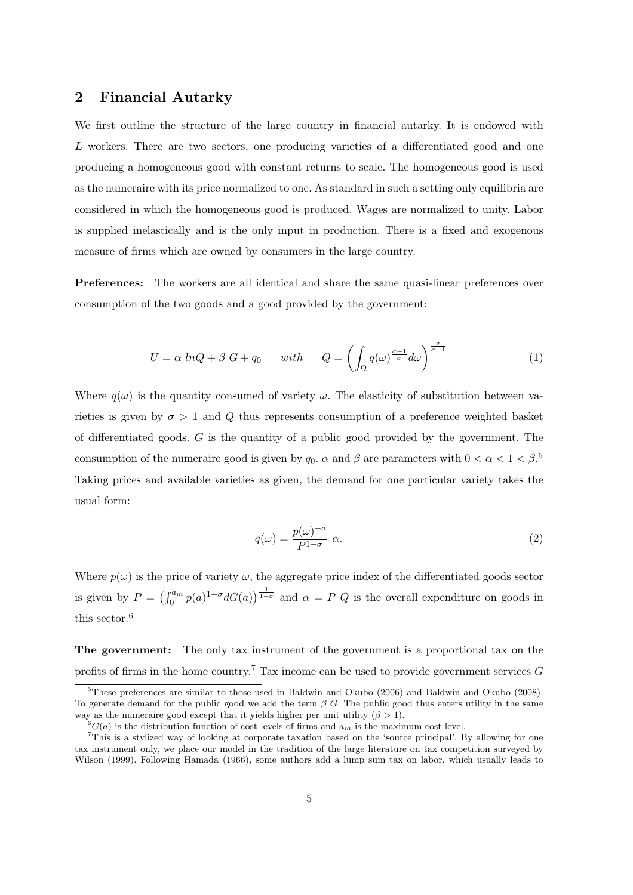## 2 Financial Autarky

We first outline the structure of the large country in financial autarky. It is endowed with $L$ workers. There are two sectors, one producing varieties of a differentiated good and one producing a homogeneous good with constant returns to scale. The homogeneous good is used as the numeraire with its price normalized to one. As standard in such a setting only equilibria are considered in which the homogeneous good is produced. Wages are normalized to unity. Labor is supplied inelastically and is the only input in production. There is a fixed and exogenous measure of firms which are owned by consumers in the large country.

**Preferences:** The workers are all identical and share the same quasi-linear preferences over consumption of the two goods and a good provided by the government:

$$U = \alpha \; lnQ + \beta \; G + q_0 \qquad with \qquad Q = \left( \int_{\Omega} q(\omega)^{\frac{\sigma-1}{\sigma}} d\omega \right)^{\frac{\sigma}{\sigma-1}} \tag{1}$$

Where $q(\omega)$ is the quantity consumed of variety $\omega$. The elasticity of substitution between varieties is given by $\sigma > 1$ and $Q$ thus represents consumption of a preference weighted basket of differentiated goods. $G$ is the quantity of a public good provided by the government. The consumption of the numeraire good is given by $q_0$. $\alpha$ and $\beta$ are parameters with $0 < \alpha < 1 < \beta$.[5] Taking prices and available varieties as given, the demand for one particular variety takes the usual form:

$$q(\omega) = \frac{p(\omega)^{-\sigma}}{P^{1-\sigma}} \; \alpha. \tag{2}$$

Where $p(\omega)$ is the price of variety $\omega$, the aggregate price index of the differentiated goods sector is given by $P = \left( \int_0^{a_m} p(a)^{1-\sigma} dG(a) \right)^{\frac{1}{1-\sigma}}$ and $\alpha = P \; Q$ is the overall expenditure on goods in this sector.[6]

**The government:** The only tax instrument of the government is a proportional tax on the profits of firms in the home country.[7] Tax income can be used to provide government services $G$

[5] These preferences are similar to those used in Baldwin and Okubo (2006) and Baldwin and Okubo (2008). To generate demand for the public good we add the term $\beta \; G$. The public good thus enters utility in the same way as the numeraire good except that it yields higher per unit utility ($\beta > 1$).

[6] $G(a)$ is the distribution function of cost levels of firms and $a_m$ is the maximum cost level.

[7] This is a stylized way of looking at corporate taxation based on the 'source principal'. By allowing for one tax instrument only, we place our model in the tradition of the large literature on tax competition surveyed by Wilson (1999). Following Hamada (1966), some authors add a lump sum tax on labor, which usually leads to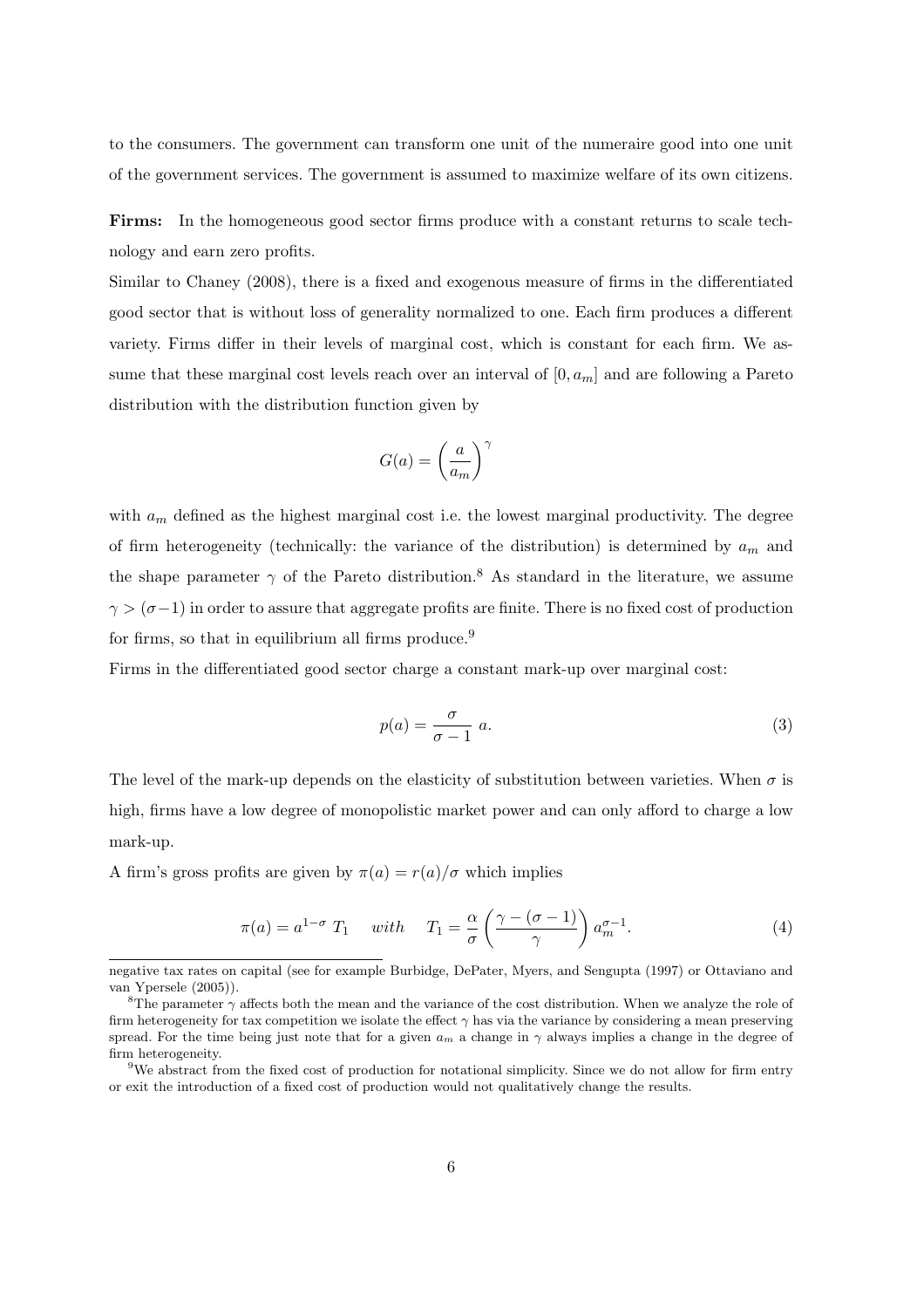to the consumers. The government can transform one unit of the numeraire good into one unit of the government services. The government is assumed to maximize welfare of its own citizens.

**Firms:** In the homogeneous good sector firms produce with a constant returns to scale technology and earn zero profits.

Similar to Chaney (2008), there is a fixed and exogenous measure of firms in the differentiated good sector that is without loss of generality normalized to one. Each firm produces a different variety. Firms differ in their levels of marginal cost, which is constant for each firm. We assume that these marginal cost levels reach over an interval of $[0, a_m]$ and are following a Pareto distribution with the distribution function given by

$$G(a) = \left(\frac{a}{a_m}\right)^{\gamma}$$

with $a_m$ defined as the highest marginal cost i.e. the lowest marginal productivity. The degree of firm heterogeneity (technically: the variance of the distribution) is determined by $a_m$ and the shape parameter $\gamma$ of the Pareto distribution.[8] As standard in the literature, we assume $\gamma > (\sigma - 1)$ in order to assure that aggregate profits are finite. There is no fixed cost of production for firms, so that in equilibrium all firms produce.[9]

Firms in the differentiated good sector charge a constant mark-up over marginal cost:

$$p(a) = \frac{\sigma}{\sigma - 1}\ a. \tag{3}$$

The level of the mark-up depends on the elasticity of substitution between varieties. When $\sigma$ is high, firms have a low degree of monopolistic market power and can only afford to charge a low mark-up.

A firm's gross profits are given by $\pi(a) = r(a)/\sigma$ which implies

$$\pi(a) = a^{1-\sigma}\ T_1 \quad \textit{with} \quad T_1 = \frac{\alpha}{\sigma}\left(\frac{\gamma - (\sigma - 1)}{\gamma}\right) a_m^{\sigma - 1}. \tag{4}$$

---

negative tax rates on capital (see for example Burbidge, DePater, Myers, and Sengupta (1997) or Ottaviano and van Ypersele (2005)).

[8] The parameter $\gamma$ affects both the mean and the variance of the cost distribution. When we analyze the role of firm heterogeneity for tax competition we isolate the effect $\gamma$ has via the variance by considering a mean preserving spread. For the time being just note that for a given $a_m$ a change in $\gamma$ always implies a change in the degree of firm heterogeneity.

[9] We abstract from the fixed cost of production for notational simplicity. Since we do not allow for firm entry or exit the introduction of a fixed cost of production would not qualitatively change the results.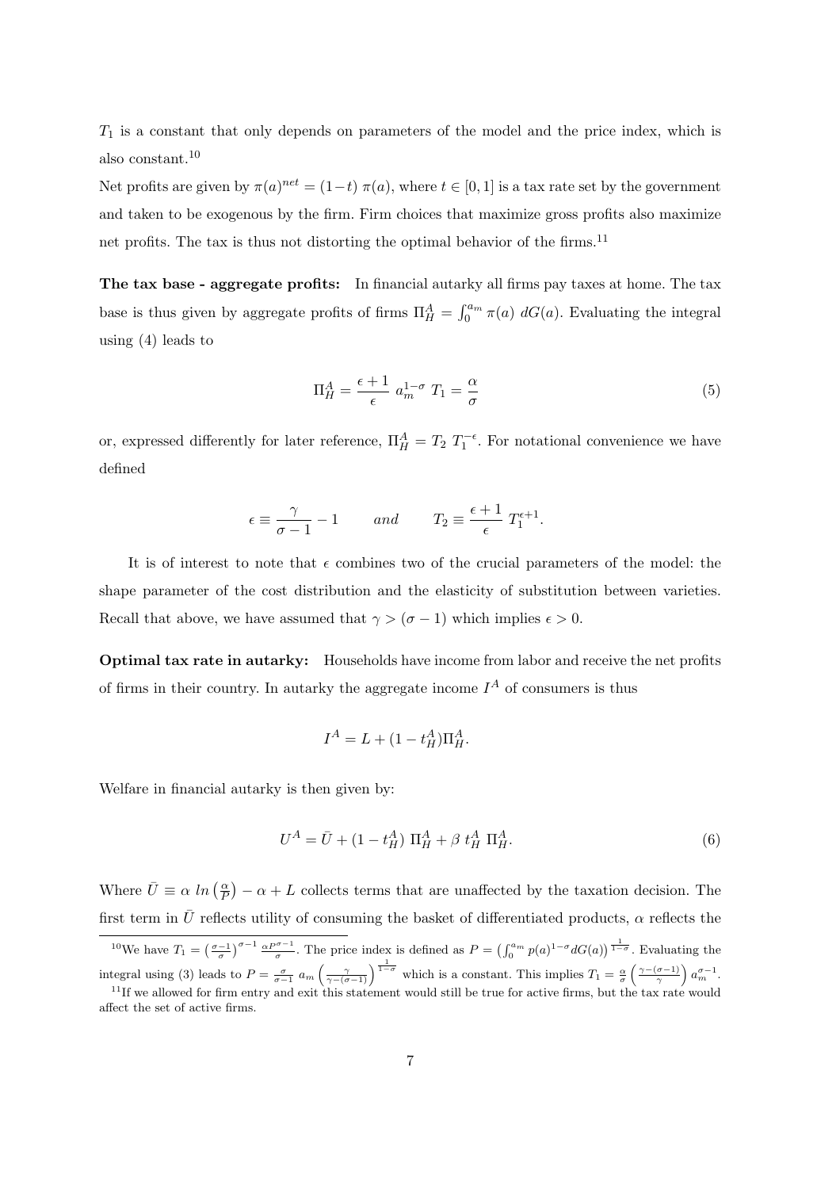$T_1$ is a constant that only depends on parameters of the model and the price index, which is also constant.[10]

Net profits are given by $\pi(a)^{net} = (1-t)\ \pi(a)$, where $t \in [0,1]$ is a tax rate set by the government and taken to be exogenous by the firm. Firm choices that maximize gross profits also maximize net profits. The tax is thus not distorting the optimal behavior of the firms.[11]

**The tax base - aggregate profits:** In financial autarky all firms pay taxes at home. The tax base is thus given by aggregate profits of firms $\Pi_H^A = \int_0^{a_m} \pi(a)\ dG(a)$. Evaluating the integral using (4) leads to

$$\Pi_H^A = \frac{\epsilon+1}{\epsilon}\ a_m^{1-\sigma}\ T_1 = \frac{\alpha}{\sigma} \tag{5}$$

or, expressed differently for later reference, $\Pi_H^A = T_2\ T_1^{-\epsilon}$. For notational convenience we have defined

$$\epsilon \equiv \frac{\gamma}{\sigma-1} - 1 \qquad and \qquad T_2 \equiv \frac{\epsilon+1}{\epsilon}\ T_1^{\epsilon+1}.$$

It is of interest to note that $\epsilon$ combines two of the crucial parameters of the model: the shape parameter of the cost distribution and the elasticity of substitution between varieties. Recall that above, we have assumed that $\gamma > (\sigma - 1)$ which implies $\epsilon > 0$.

**Optimal tax rate in autarky:** Households have income from labor and receive the net profits of firms in their country. In autarky the aggregate income $I^A$ of consumers is thus

$$I^A = L + (1 - t_H^A)\Pi_H^A.$$

Welfare in financial autarky is then given by:

$$U^A = \bar{U} + (1 - t_H^A)\ \Pi_H^A + \beta\ t_H^A\ \Pi_H^A. \tag{6}$$

Where $\bar{U} \equiv \alpha\ ln\left(\frac{\alpha}{P}\right) - \alpha + L$ collects terms that are unaffected by the taxation decision. The first term in $\bar{U}$ reflects utility of consuming the basket of differentiated products, $\alpha$ reflects the

[10] We have $T_1 = \left(\frac{\sigma-1}{\sigma}\right)^{\sigma-1} \frac{\alpha P^{\sigma-1}}{\sigma}$. The price index is defined as $P = \left(\int_0^{a_m} p(a)^{1-\sigma} dG(a)\right)^{\frac{1}{1-\sigma}}$. Evaluating the integral using (3) leads to $P = \frac{\sigma}{\sigma-1}\ a_m \left(\frac{\gamma}{\gamma-(\sigma-1)}\right)^{\frac{1}{1-\sigma}}$ which is a constant. This implies $T_1 = \frac{\alpha}{\sigma}\left(\frac{\gamma-(\sigma-1)}{\gamma}\right) a_m^{\sigma-1}$.

[11] If we allowed for firm entry and exit this statement would still be true for active firms, but the tax rate would affect the set of active firms.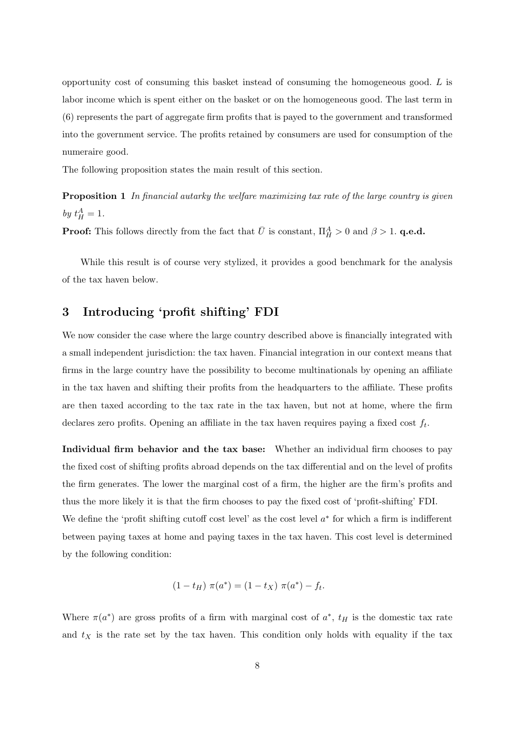opportunity cost of consuming this basket instead of consuming the homogeneous good. $L$ is labor income which is spent either on the basket or on the homogeneous good. The last term in (6) represents the part of aggregate firm profits that is payed to the government and transformed into the government service. The profits retained by consumers are used for consumption of the numeraire good.

The following proposition states the main result of this section.

**Proposition 1** *In financial autarky the welfare maximizing tax rate of the large country is given by* $t_H^A = 1$.

**Proof:** This follows directly from the fact that $\bar{U}$ is constant, $\Pi_H^A > 0$ and $\beta > 1$. **q.e.d.**

While this result is of course very stylized, it provides a good benchmark for the analysis of the tax haven below.

## 3 Introducing 'profit shifting' FDI

We now consider the case where the large country described above is financially integrated with a small independent jurisdiction: the tax haven. Financial integration in our context means that firms in the large country have the possibility to become multinationals by opening an affiliate in the tax haven and shifting their profits from the headquarters to the affiliate. These profits are then taxed according to the tax rate in the tax haven, but not at home, where the firm declares zero profits. Opening an affiliate in the tax haven requires paying a fixed cost $f_t$.

**Individual firm behavior and the tax base:** Whether an individual firm chooses to pay the fixed cost of shifting profits abroad depends on the tax differential and on the level of profits the firm generates. The lower the marginal cost of a firm, the higher are the firm's profits and thus the more likely it is that the firm chooses to pay the fixed cost of 'profit-shifting' FDI. We define the 'profit shifting cutoff cost level' as the cost level $a^*$ for which a firm is indifferent between paying taxes at home and paying taxes in the tax haven. This cost level is determined by the following condition:

$$(1 - t_H)\ \pi(a^*) = (1 - t_X)\ \pi(a^*) - f_t.$$

Where $\pi(a^*)$ are gross profits of a firm with marginal cost of $a^*$, $t_H$ is the domestic tax rate and $t_X$ is the rate set by the tax haven. This condition only holds with equality if the tax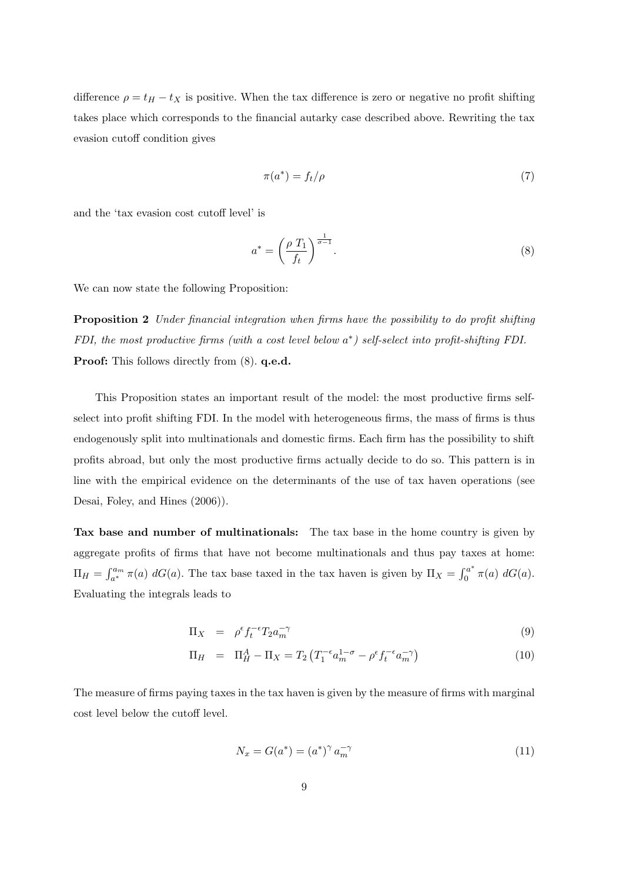difference $\rho = t_H - t_X$ is positive. When the tax difference is zero or negative no profit shifting takes place which corresponds to the financial autarky case described above. Rewriting the tax evasion cutoff condition gives

$$\pi(a^*) = f_t/\rho \tag{7}$$

and the 'tax evasion cost cutoff level' is

$$a^* = \left(\frac{\rho\ T_1}{f_t}\right)^{\frac{1}{\sigma-1}}. \tag{8}$$

We can now state the following Proposition:

**Proposition 2** *Under financial integration when firms have the possibility to do profit shifting FDI, the most productive firms (with a cost level below $a^*$) self-select into profit-shifting FDI.*
**Proof:** This follows directly from (8). **q.e.d.**

This Proposition states an important result of the model: the most productive firms self-select into profit shifting FDI. In the model with heterogeneous firms, the mass of firms is thus endogenously split into multinationals and domestic firms. Each firm has the possibility to shift profits abroad, but only the most productive firms actually decide to do so. This pattern is in line with the empirical evidence on the determinants of the use of tax haven operations (see Desai, Foley, and Hines (2006)).

**Tax base and number of multinationals:** The tax base in the home country is given by aggregate profits of firms that have not become multinationals and thus pay taxes at home: $\Pi_H = \int_{a^*}^{a_m} \pi(a)\ dG(a)$. The tax base taxed in the tax haven is given by $\Pi_X = \int_0^{a^*} \pi(a)\ dG(a)$. Evaluating the integrals leads to

$$\Pi_X = \rho^{\epsilon} f_t^{-\epsilon} T_2 a_m^{-\gamma} \tag{9}$$

$$\Pi_H = \Pi_H^A - \Pi_X = T_2 \left(T_1^{-\epsilon} a_m^{1-\sigma} - \rho^{\epsilon} f_t^{-\epsilon} a_m^{-\gamma}\right) \tag{10}$$

The measure of firms paying taxes in the tax haven is given by the measure of firms with marginal cost level below the cutoff level.

$$N_x = G(a^*) = (a^*)^{\gamma}\, a_m^{-\gamma} \tag{11}$$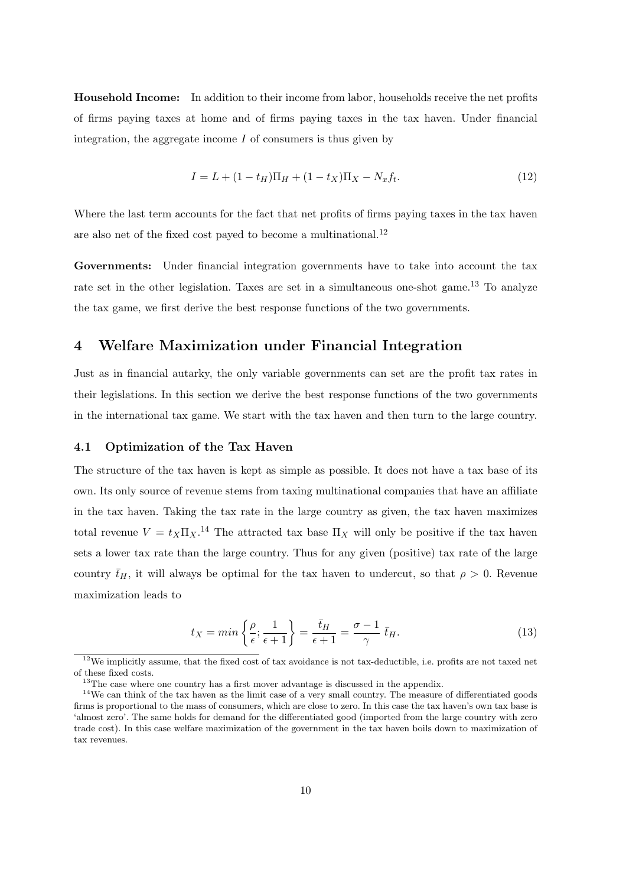**Household Income:** In addition to their income from labor, households receive the net profits of firms paying taxes at home and of firms paying taxes in the tax haven. Under financial integration, the aggregate income $I$ of consumers is thus given by

$$I = L + (1 - t_H)\Pi_H + (1 - t_X)\Pi_X - N_x f_t. \tag{12}$$

Where the last term accounts for the fact that net profits of firms paying taxes in the tax haven are also net of the fixed cost payed to become a multinational.[12]

**Governments:** Under financial integration governments have to take into account the tax rate set in the other legislation. Taxes are set in a simultaneous one-shot game.[13] To analyze the tax game, we first derive the best response functions of the two governments.

# 4 Welfare Maximization under Financial Integration

Just as in financial autarky, the only variable governments can set are the profit tax rates in their legislations. In this section we derive the best response functions of the two governments in the international tax game. We start with the tax haven and then turn to the large country.

## 4.1 Optimization of the Tax Haven

The structure of the tax haven is kept as simple as possible. It does not have a tax base of its own. Its only source of revenue stems from taxing multinational companies that have an affiliate in the tax haven. Taking the tax rate in the large country as given, the tax haven maximizes total revenue $V = t_X \Pi_X$.[14] The attracted tax base $\Pi_X$ will only be positive if the tax haven sets a lower tax rate than the large country. Thus for any given (positive) tax rate of the large country $\bar{t}_H$, it will always be optimal for the tax haven to undercut, so that $\rho > 0$. Revenue maximization leads to

$$t_X = min\left\{\frac{\rho}{\epsilon}; \frac{1}{\epsilon + 1}\right\} = \frac{\bar{t}_H}{\epsilon + 1} = \frac{\sigma - 1}{\gamma}\ \bar{t}_H. \tag{13}$$

[12] We implicitly assume, that the fixed cost of tax avoidance is not tax-deductible, i.e. profits are not taxed net of these fixed costs.

[13] The case where one country has a first mover advantage is discussed in the appendix.

[14] We can think of the tax haven as the limit case of a very small country. The measure of differentiated goods firms is proportional to the mass of consumers, which are close to zero. In this case the tax haven's own tax base is 'almost zero'. The same holds for demand for the differentiated good (imported from the large country with zero trade cost). In this case welfare maximization of the government in the tax haven boils down to maximization of tax revenues.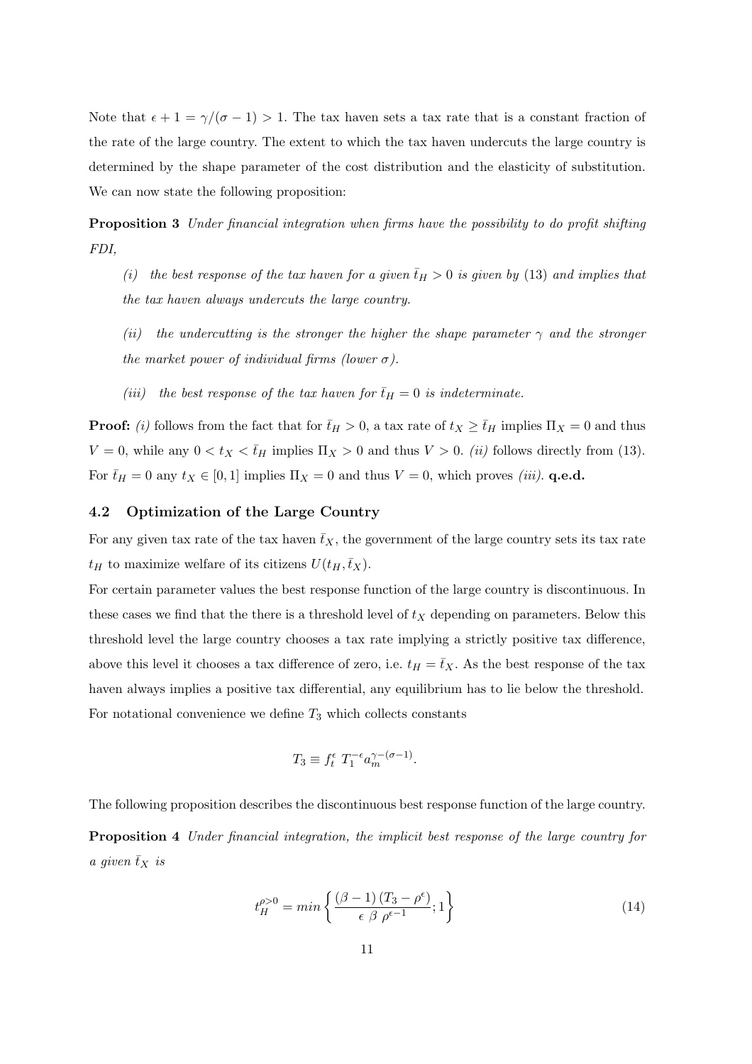Note that $\epsilon + 1 = \gamma/(\sigma - 1) > 1$. The tax haven sets a tax rate that is a constant fraction of the rate of the large country. The extent to which the tax haven undercuts the large country is determined by the shape parameter of the cost distribution and the elasticity of substitution. We can now state the following proposition:

**Proposition 3** *Under financial integration when firms have the possibility to do profit shifting FDI,*

*(i) the best response of the tax haven for a given $\bar{t}_H > 0$ is given by* (13) *and implies that the tax haven always undercuts the large country.*

*(ii) the undercutting is the stronger the higher the shape parameter $\gamma$ and the stronger the market power of individual firms (lower $\sigma$).*

*(iii) the best response of the tax haven for $\bar{t}_H = 0$ is indeterminate.*

**Proof:** *(i)* follows from the fact that for $\bar{t}_H > 0$, a tax rate of $t_X \geq \bar{t}_H$ implies $\Pi_X = 0$ and thus $V = 0$, while any $0 < t_X < \bar{t}_H$ implies $\Pi_X > 0$ and thus $V > 0$. *(ii)* follows directly from (13). For $\bar{t}_H = 0$ any $t_X \in [0, 1]$ implies $\Pi_X = 0$ and thus $V = 0$, which proves *(iii)*. **q.e.d.**

### 4.2 Optimization of the Large Country

For any given tax rate of the tax haven $\bar{t}_X$, the government of the large country sets its tax rate $t_H$ to maximize welfare of its citizens $U(t_H, \bar{t}_X)$.

For certain parameter values the best response function of the large country is discontinuous. In these cases we find that the there is a threshold level of $t_X$ depending on parameters. Below this threshold level the large country chooses a tax rate implying a strictly positive tax difference, above this level it chooses a tax difference of zero, i.e. $t_H = \bar{t}_X$. As the best response of the tax haven always implies a positive tax differential, any equilibrium has to lie below the threshold. For notational convenience we define $T_3$ which collects constants

$$T_3 \equiv f_t^{\epsilon} \; T_1^{-\epsilon} a_m^{\gamma-(\sigma-1)}.$$

The following proposition describes the discontinuous best response function of the large country.

**Proposition 4** *Under financial integration, the implicit best response of the large country for a given $\bar{t}_X$ is*

$$t_H^{\rho>0} = min\left\{ \frac{(\beta - 1)\,(T_3 - \rho^{\epsilon})}{\epsilon \;\beta \;\rho^{\epsilon-1}}; 1 \right\} \tag{14}$$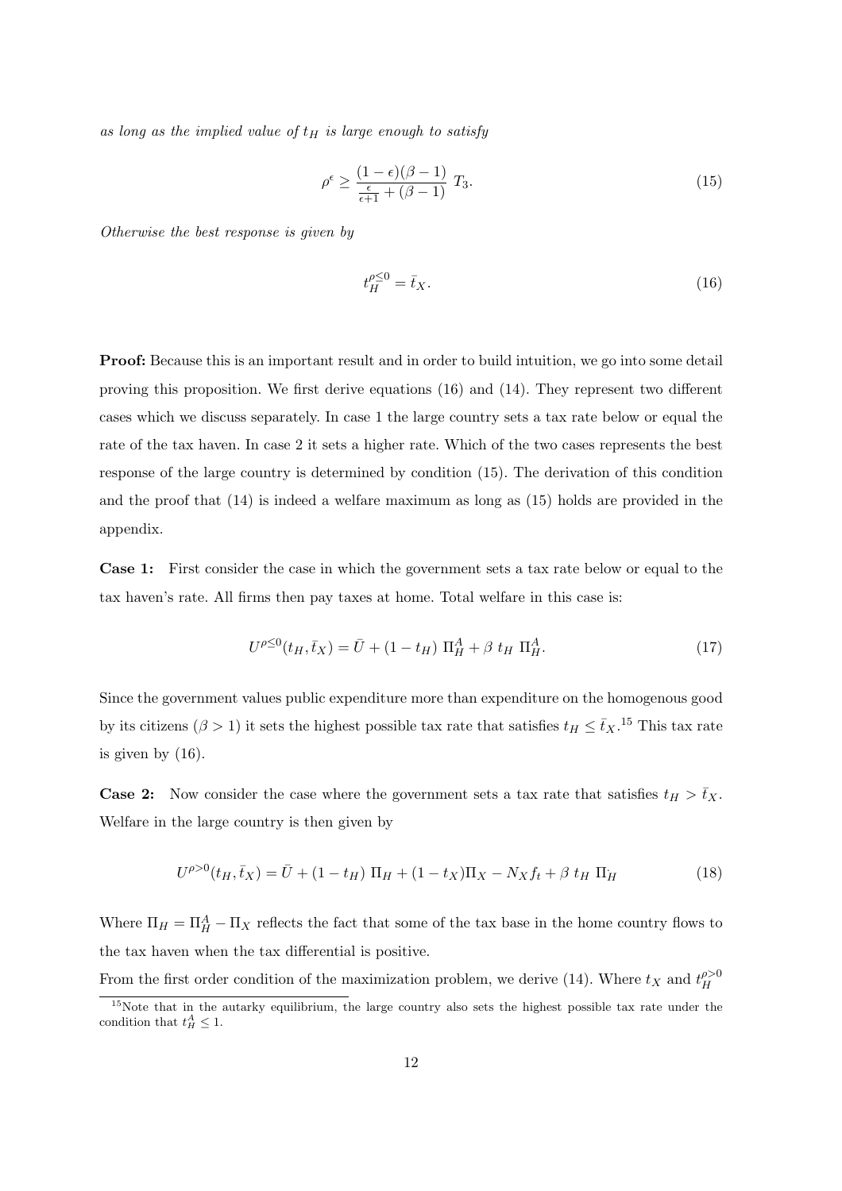*as long as the implied value of $t_H$ is large enough to satisfy*

$$\rho^{\epsilon} \geq \frac{(1-\epsilon)(\beta-1)}{\frac{\epsilon}{\epsilon+1}+(\beta-1)}\ T_3. \tag{15}$$

*Otherwise the best response is given by*

$$t_H^{\rho \leq 0} = \bar{t}_X. \tag{16}$$

**Proof:** Because this is an important result and in order to build intuition, we go into some detail proving this proposition. We first derive equations (16) and (14). They represent two different cases which we discuss separately. In case 1 the large country sets a tax rate below or equal the rate of the tax haven. In case 2 it sets a higher rate. Which of the two cases represents the best response of the large country is determined by condition (15). The derivation of this condition and the proof that (14) is indeed a welfare maximum as long as (15) holds are provided in the appendix.

**Case 1:** First consider the case in which the government sets a tax rate below or equal to the tax haven's rate. All firms then pay taxes at home. Total welfare in this case is:

$$U^{\rho \leq 0}(t_H, \bar{t}_X) = \bar{U} + (1-t_H)\ \Pi_H^A + \beta\ t_H\ \Pi_H^A. \tag{17}$$

Since the government values public expenditure more than expenditure on the homogenous good by its citizens ($\beta > 1$) it sets the highest possible tax rate that satisfies $t_H \leq \bar{t}_X$.[15] This tax rate is given by (16).

**Case 2:** Now consider the case where the government sets a tax rate that satisfies $t_H > \bar{t}_X$. Welfare in the large country is then given by

$$U^{\rho > 0}(t_H, \bar{t}_X) = \bar{U} + (1-t_H)\ \Pi_H + (1-t_X)\Pi_X - N_X f_t + \beta\ t_H\ \Pi_H \tag{18}$$

Where $\Pi_H = \Pi_H^A - \Pi_X$ reflects the fact that some of the tax base in the home country flows to the tax haven when the tax differential is positive.

From the first order condition of the maximization problem, we derive (14). Where $t_X$ and $t_H^{\rho>0}$

[15] Note that in the autarky equilibrium, the large country also sets the highest possible tax rate under the condition that $t_H^A \leq 1$.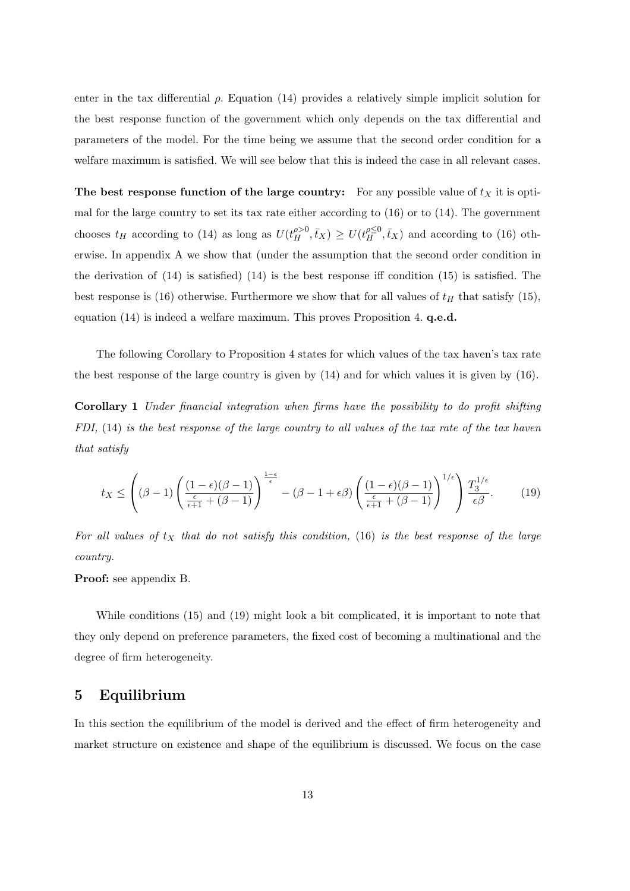enter in the tax differential $\rho$. Equation (14) provides a relatively simple implicit solution for the best response function of the government which only depends on the tax differential and parameters of the model. For the time being we assume that the second order condition for a welfare maximum is satisfied. We will see below that this is indeed the case in all relevant cases.

**The best response function of the large country:** For any possible value of $t_X$ it is optimal for the large country to set its tax rate either according to (16) or to (14). The government chooses $t_H$ according to (14) as long as $U(t_H^{\rho>0}, \bar{t}_X) \geq U(t_H^{\rho\leq 0}, \bar{t}_X)$ and according to (16) otherwise. In appendix A we show that (under the assumption that the second order condition in the derivation of (14) is satisfied) (14) is the best response iff condition (15) is satisfied. The best response is (16) otherwise. Furthermore we show that for all values of $t_H$ that satisfy (15), equation (14) is indeed a welfare maximum. This proves Proposition 4. **q.e.d.**

The following Corollary to Proposition 4 states for which values of the tax haven's tax rate the best response of the large country is given by (14) and for which values it is given by (16).

**Corollary 1** *Under financial integration when firms have the possibility to do profit shifting FDI,* (14) *is the best response of the large country to all values of the tax rate of the tax haven that satisfy*

$$t_X \leq \left( (\beta - 1) \left( \frac{(1-\epsilon)(\beta-1)}{\frac{\epsilon}{\epsilon+1} + (\beta - 1)} \right)^{\frac{1-\epsilon}{\epsilon}} - (\beta - 1 + \epsilon\beta) \left( \frac{(1-\epsilon)(\beta-1)}{\frac{\epsilon}{\epsilon+1} + (\beta-1)} \right)^{1/\epsilon} \right) \frac{T_3^{1/\epsilon}}{\epsilon\beta}. \tag{19}$$

*For all values of $t_X$ that do not satisfy this condition,* (16) *is the best response of the large country.*

**Proof:** see appendix B.

While conditions (15) and (19) might look a bit complicated, it is important to note that they only depend on preference parameters, the fixed cost of becoming a multinational and the degree of firm heterogeneity.

## 5 Equilibrium

In this section the equilibrium of the model is derived and the effect of firm heterogeneity and market structure on existence and shape of the equilibrium is discussed. We focus on the case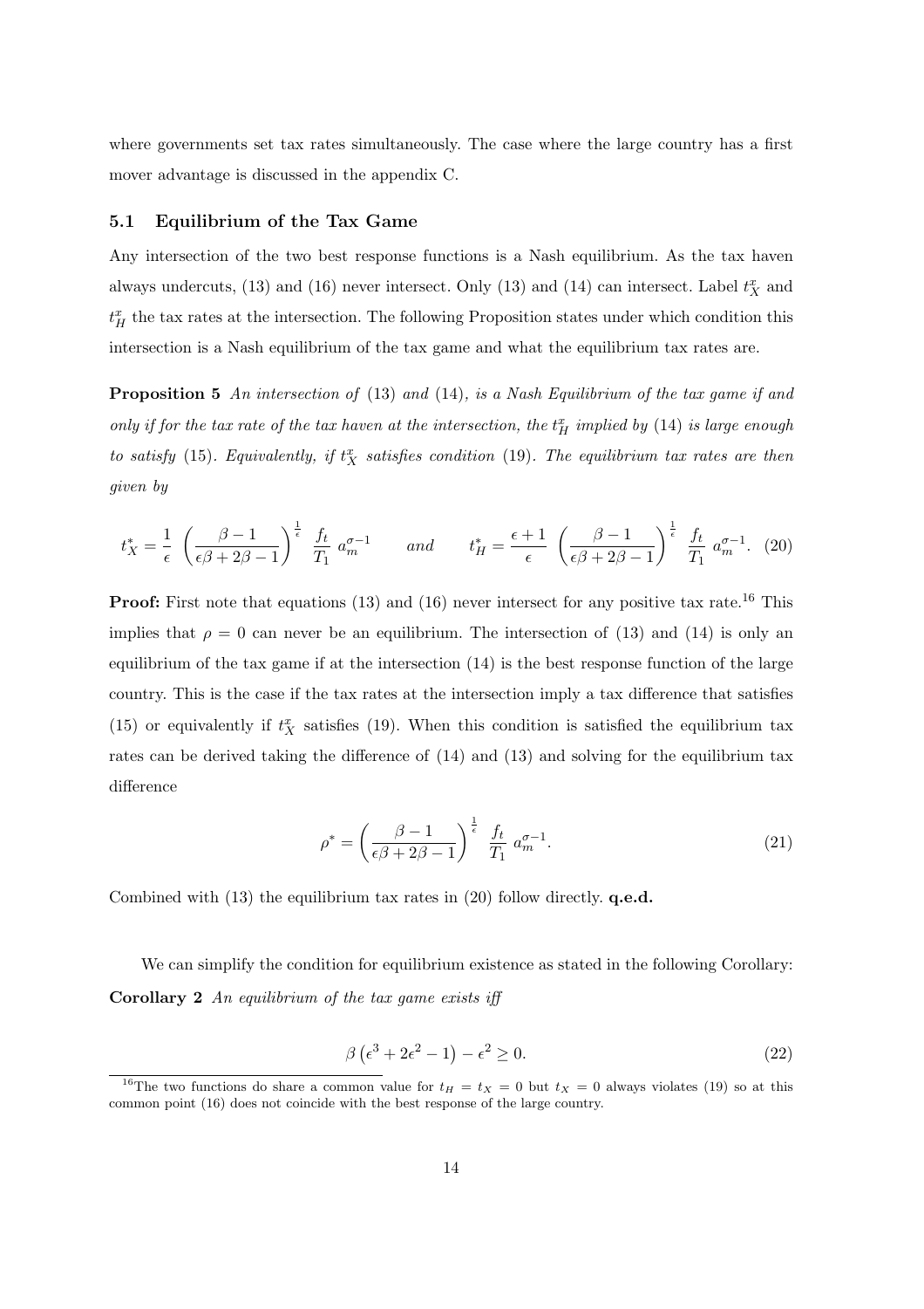where governments set tax rates simultaneously. The case where the large country has a first mover advantage is discussed in the appendix C.

### 5.1 Equilibrium of the Tax Game

Any intersection of the two best response functions is a Nash equilibrium. As the tax haven always undercuts, (13) and (16) never intersect. Only (13) and (14) can intersect. Label $t_X^x$ and $t_H^x$ the tax rates at the intersection. The following Proposition states under which condition this intersection is a Nash equilibrium of the tax game and what the equilibrium tax rates are.

**Proposition 5** *An intersection of* (13) *and* (14)*, is a Nash Equilibrium of the tax game if and only if for the tax rate of the tax haven at the intersection, the $t_H^x$ implied by* (14) *is large enough to satisfy* (15)*. Equivalently, if $t_X^x$ satisfies condition* (19)*. The equilibrium tax rates are then given by*

$$t_X^* = \frac{1}{\epsilon}\left(\frac{\beta-1}{\epsilon\beta+2\beta-1}\right)^{\frac{1}{\epsilon}} \frac{f_t}{T_1}\, a_m^{\sigma-1} \qquad and \qquad t_H^* = \frac{\epsilon+1}{\epsilon}\left(\frac{\beta-1}{\epsilon\beta+2\beta-1}\right)^{\frac{1}{\epsilon}} \frac{f_t}{T_1}\, a_m^{\sigma-1}. \quad (20)$$

**Proof:** First note that equations (13) and (16) never intersect for any positive tax rate.[16] This implies that $\rho = 0$ can never be an equilibrium. The intersection of (13) and (14) is only an equilibrium of the tax game if at the intersection (14) is the best response function of the large country. This is the case if the tax rates at the intersection imply a tax difference that satisfies (15) or equivalently if $t_X^x$ satisfies (19). When this condition is satisfied the equilibrium tax rates can be derived taking the difference of (14) and (13) and solving for the equilibrium tax difference

$$\rho^* = \left(\frac{\beta-1}{\epsilon\beta+2\beta-1}\right)^{\frac{1}{\epsilon}} \frac{f_t}{T_1}\, a_m^{\sigma-1}. \quad (21)$$

Combined with (13) the equilibrium tax rates in (20) follow directly. **q.e.d.**

We can simplify the condition for equilibrium existence as stated in the following Corollary:

**Corollary 2** *An equilibrium of the tax game exists iff*

$$\beta\left(\epsilon^3 + 2\epsilon^2 - 1\right) - \epsilon^2 \geq 0. \quad (22)$$

[16] The two functions do share a common value for $t_H = t_X = 0$ but $t_X = 0$ always violates (19) so at this common point (16) does not coincide with the best response of the large country.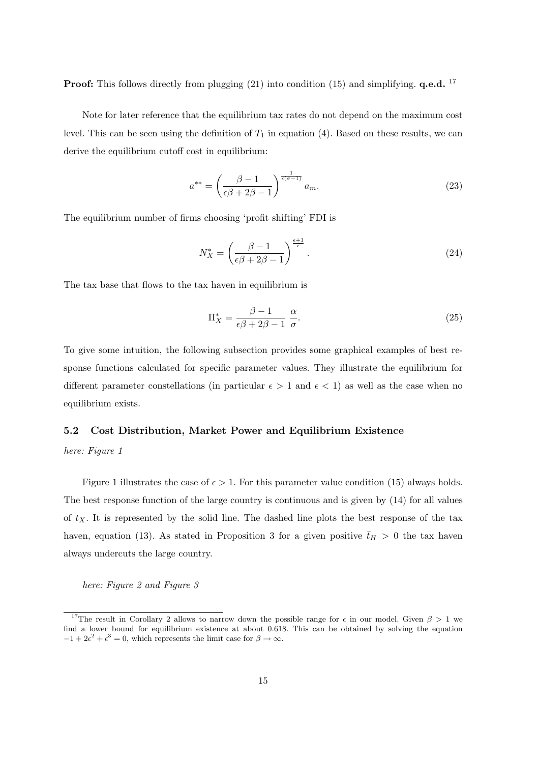**Proof:** This follows directly from plugging (21) into condition (15) and simplifying. **q.e.d.** [17]

Note for later reference that the equilibrium tax rates do not depend on the maximum cost level. This can be seen using the definition of $T_1$ in equation (4). Based on these results, we can derive the equilibrium cutoff cost in equilibrium:

$$a^{**} = \left(\frac{\beta - 1}{\epsilon\beta + 2\beta - 1}\right)^{\frac{1}{\epsilon(\sigma-1)}} a_m. \tag{23}$$

The equilibrium number of firms choosing 'profit shifting' FDI is

$$N_X^* = \left(\frac{\beta - 1}{\epsilon\beta + 2\beta - 1}\right)^{\frac{\epsilon+1}{\epsilon}}. \tag{24}$$

The tax base that flows to the tax haven in equilibrium is

$$\Pi_X^* = \frac{\beta - 1}{\epsilon\beta + 2\beta - 1}\,\frac{\alpha}{\sigma}. \tag{25}$$

To give some intuition, the following subsection provides some graphical examples of best response functions calculated for specific parameter values. They illustrate the equilibrium for different parameter constellations (in particular $\epsilon > 1$ and $\epsilon < 1$) as well as the case when no equilibrium exists.

### 5.2 Cost Distribution, Market Power and Equilibrium Existence

*here: Figure 1*

Figure 1 illustrates the case of $\epsilon > 1$. For this parameter value condition (15) always holds. The best response function of the large country is continuous and is given by (14) for all values of $t_X$. It is represented by the solid line. The dashed line plots the best response of the tax haven, equation (13). As stated in Proposition 3 for a given positive $\bar{t}_H > 0$ the tax haven always undercuts the large country.

*here: Figure 2 and Figure 3*

[17] The result in Corollary 2 allows to narrow down the possible range for $\epsilon$ in our model. Given $\beta > 1$ we find a lower bound for equilibrium existence at about 0.618. This can be obtained by solving the equation $-1 + 2\epsilon^2 + \epsilon^3 = 0$, which represents the limit case for $\beta \to \infty$.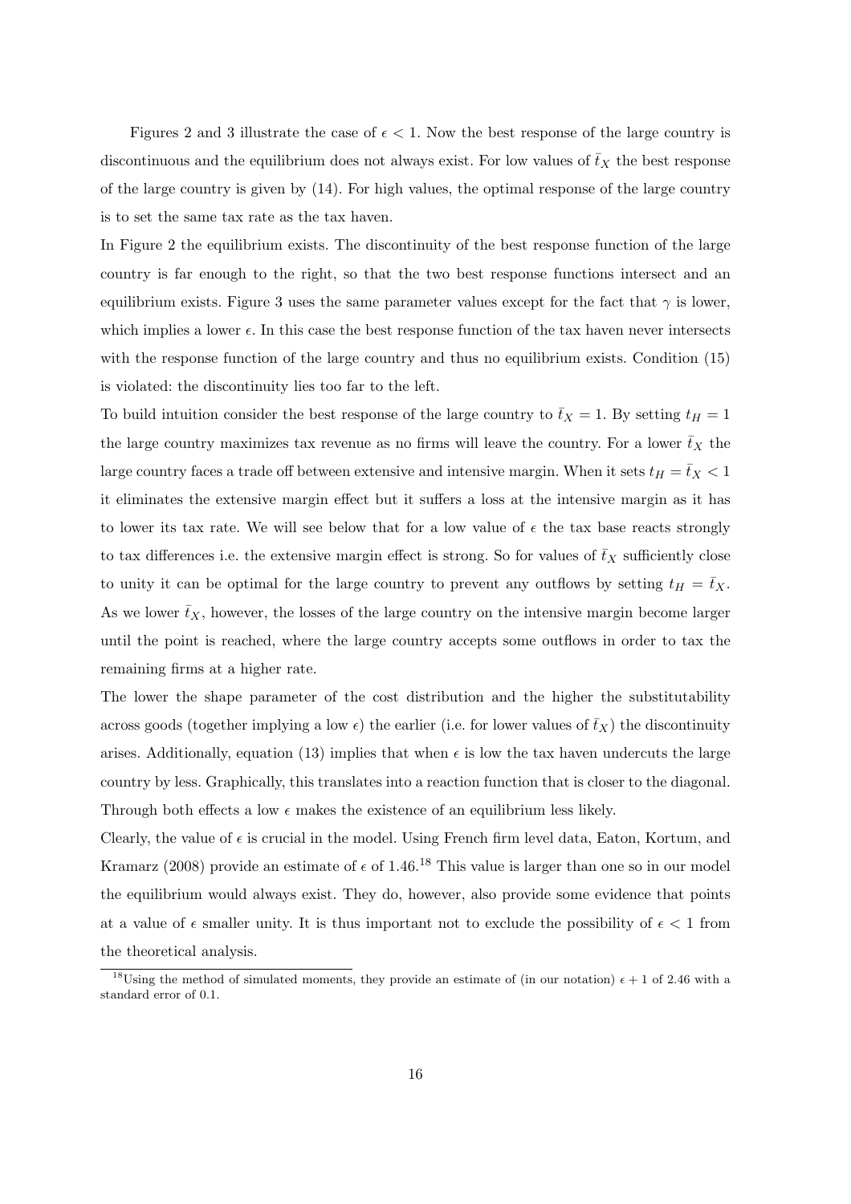Figures 2 and 3 illustrate the case of $\epsilon < 1$. Now the best response of the large country is discontinuous and the equilibrium does not always exist. For low values of $\bar{t}_X$ the best response of the large country is given by (14). For high values, the optimal response of the large country is to set the same tax rate as the tax haven.

In Figure 2 the equilibrium exists. The discontinuity of the best response function of the large country is far enough to the right, so that the two best response functions intersect and an equilibrium exists. Figure 3 uses the same parameter values except for the fact that $\gamma$ is lower, which implies a lower $\epsilon$. In this case the best response function of the tax haven never intersects with the response function of the large country and thus no equilibrium exists. Condition (15) is violated: the discontinuity lies too far to the left.

To build intuition consider the best response of the large country to $\bar{t}_X = 1$. By setting $t_H = 1$ the large country maximizes tax revenue as no firms will leave the country. For a lower $\bar{t}_X$ the large country faces a trade off between extensive and intensive margin. When it sets $t_H = \bar{t}_X < 1$ it eliminates the extensive margin effect but it suffers a loss at the intensive margin as it has to lower its tax rate. We will see below that for a low value of $\epsilon$ the tax base reacts strongly to tax differences i.e. the extensive margin effect is strong. So for values of $\bar{t}_X$ sufficiently close to unity it can be optimal for the large country to prevent any outflows by setting $t_H = \bar{t}_X$. As we lower $\bar{t}_X$, however, the losses of the large country on the intensive margin become larger until the point is reached, where the large country accepts some outflows in order to tax the remaining firms at a higher rate.

The lower the shape parameter of the cost distribution and the higher the substitutability across goods (together implying a low $\epsilon$) the earlier (i.e. for lower values of $\bar{t}_X$) the discontinuity arises. Additionally, equation (13) implies that when $\epsilon$ is low the tax haven undercuts the large country by less. Graphically, this translates into a reaction function that is closer to the diagonal. Through both effects a low $\epsilon$ makes the existence of an equilibrium less likely.

Clearly, the value of $\epsilon$ is crucial in the model. Using French firm level data, Eaton, Kortum, and Kramarz (2008) provide an estimate of $\epsilon$ of 1.46.[18] This value is larger than one so in our model the equilibrium would always exist. They do, however, also provide some evidence that points at a value of $\epsilon$ smaller unity. It is thus important not to exclude the possibility of $\epsilon < 1$ from the theoretical analysis.

[18] Using the method of simulated moments, they provide an estimate of (in our notation) $\epsilon + 1$ of 2.46 with a standard error of 0.1.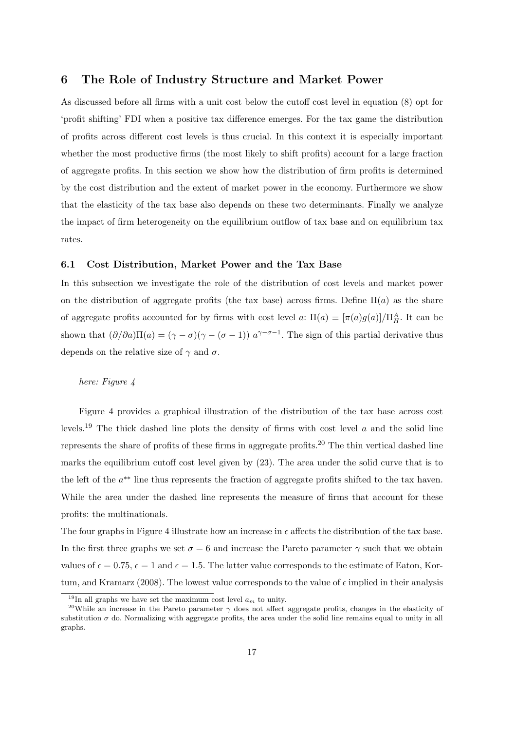## 6 The Role of Industry Structure and Market Power

As discussed before all firms with a unit cost below the cutoff cost level in equation (8) opt for 'profit shifting' FDI when a positive tax difference emerges. For the tax game the distribution of profits across different cost levels is thus crucial. In this context it is especially important whether the most productive firms (the most likely to shift profits) account for a large fraction of aggregate profits. In this section we show how the distribution of firm profits is determined by the cost distribution and the extent of market power in the economy. Furthermore we show that the elasticity of the tax base also depends on these two determinants. Finally we analyze the impact of firm heterogeneity on the equilibrium outflow of tax base and on equilibrium tax rates.

### 6.1 Cost Distribution, Market Power and the Tax Base

In this subsection we investigate the role of the distribution of cost levels and market power on the distribution of aggregate profits (the tax base) across firms. Define $\Pi(a)$ as the share of aggregate profits accounted for by firms with cost level $a$: $\Pi(a) \equiv [\pi(a)g(a)]/\Pi_H^A$. It can be shown that $(\partial/\partial a)\Pi(a) = (\gamma - \sigma)(\gamma - (\sigma - 1))\ a^{\gamma-\sigma-1}$. The sign of this partial derivative thus depends on the relative size of $\gamma$ and $\sigma$.

*here: Figure 4*

Figure 4 provides a graphical illustration of the distribution of the tax base across cost levels.[19] The thick dashed line plots the density of firms with cost level $a$ and the solid line represents the share of profits of these firms in aggregate profits.[20] The thin vertical dashed line marks the equilibrium cutoff cost level given by (23). The area under the solid curve that is to the left of the $a^{**}$ line thus represents the fraction of aggregate profits shifted to the tax haven. While the area under the dashed line represents the measure of firms that account for these profits: the multinationals.

The four graphs in Figure 4 illustrate how an increase in $\epsilon$ affects the distribution of the tax base. In the first three graphs we set $\sigma = 6$ and increase the Pareto parameter $\gamma$ such that we obtain values of $\epsilon = 0.75$, $\epsilon = 1$ and $\epsilon = 1.5$. The latter value corresponds to the estimate of Eaton, Kortum, and Kramarz (2008). The lowest value corresponds to the value of $\epsilon$ implied in their analysis

[19] In all graphs we have set the maximum cost level $a_m$ to unity.

[20] While an increase in the Pareto parameter $\gamma$ does not affect aggregate profits, changes in the elasticity of substitution $\sigma$ do. Normalizing with aggregate profits, the area under the solid line remains equal to unity in all graphs.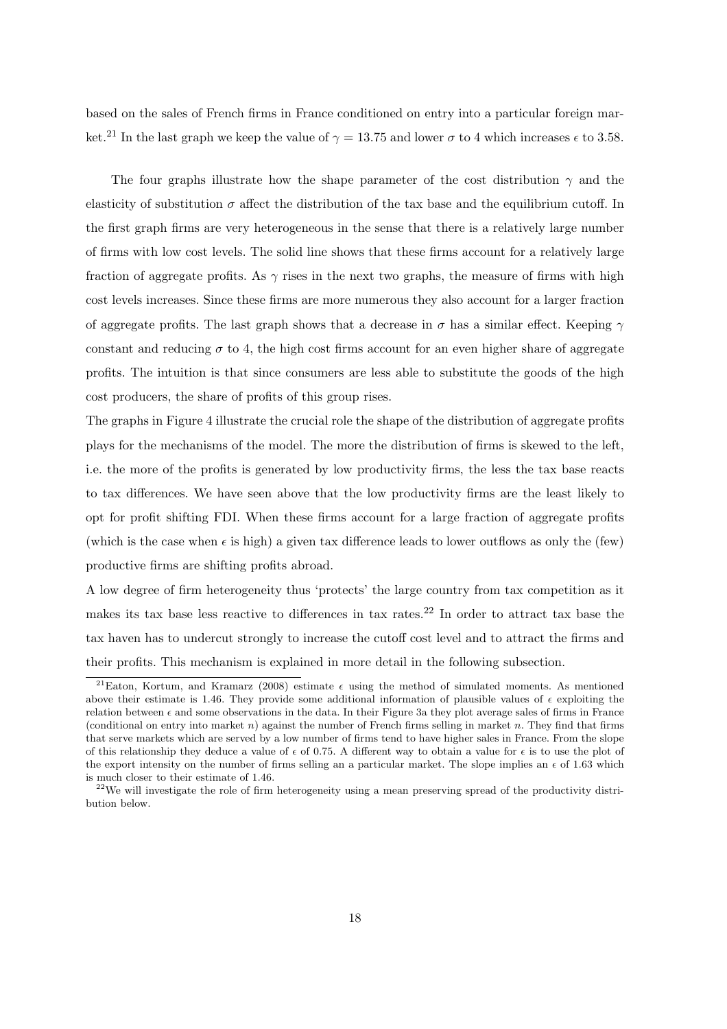based on the sales of French firms in France conditioned on entry into a particular foreign market.[21] In the last graph we keep the value of $\gamma = 13.75$ and lower $\sigma$ to 4 which increases $\epsilon$ to 3.58.

The four graphs illustrate how the shape parameter of the cost distribution $\gamma$ and the elasticity of substitution $\sigma$ affect the distribution of the tax base and the equilibrium cutoff. In the first graph firms are very heterogeneous in the sense that there is a relatively large number of firms with low cost levels. The solid line shows that these firms account for a relatively large fraction of aggregate profits. As $\gamma$ rises in the next two graphs, the measure of firms with high cost levels increases. Since these firms are more numerous they also account for a larger fraction of aggregate profits. The last graph shows that a decrease in $\sigma$ has a similar effect. Keeping $\gamma$ constant and reducing $\sigma$ to 4, the high cost firms account for an even higher share of aggregate profits. The intuition is that since consumers are less able to substitute the goods of the high cost producers, the share of profits of this group rises.

The graphs in Figure 4 illustrate the crucial role the shape of the distribution of aggregate profits plays for the mechanisms of the model. The more the distribution of firms is skewed to the left, i.e. the more of the profits is generated by low productivity firms, the less the tax base reacts to tax differences. We have seen above that the low productivity firms are the least likely to opt for profit shifting FDI. When these firms account for a large fraction of aggregate profits (which is the case when $\epsilon$ is high) a given tax difference leads to lower outflows as only the (few) productive firms are shifting profits abroad.

A low degree of firm heterogeneity thus 'protects' the large country from tax competition as it makes its tax base less reactive to differences in tax rates.[22] In order to attract tax base the tax haven has to undercut strongly to increase the cutoff cost level and to attract the firms and their profits. This mechanism is explained in more detail in the following subsection.

---

[21] Eaton, Kortum, and Kramarz (2008) estimate $\epsilon$ using the method of simulated moments. As mentioned above their estimate is 1.46. They provide some additional information of plausible values of $\epsilon$ exploiting the relation between $\epsilon$ and some observations in the data. In their Figure 3a they plot average sales of firms in France (conditional on entry into market $n$) against the number of French firms selling in market $n$. They find that firms that serve markets which are served by a low number of firms tend to have higher sales in France. From the slope of this relationship they deduce a value of $\epsilon$ of 0.75. A different way to obtain a value for $\epsilon$ is to use the plot of the export intensity on the number of firms selling an a particular market. The slope implies an $\epsilon$ of 1.63 which is much closer to their estimate of 1.46.

[22] We will investigate the role of firm heterogeneity using a mean preserving spread of the productivity distribution below.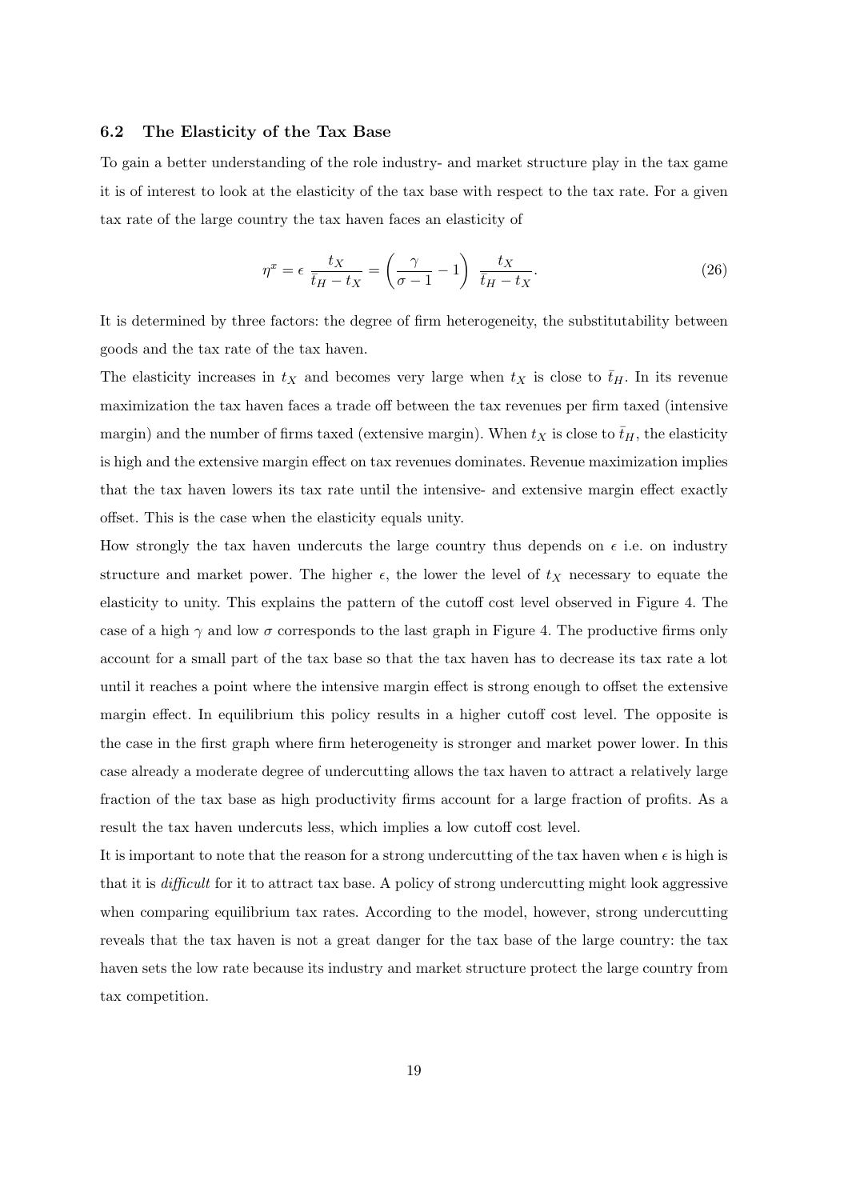### 6.2 The Elasticity of the Tax Base

To gain a better understanding of the role industry- and market structure play in the tax game it is of interest to look at the elasticity of the tax base with respect to the tax rate. For a given tax rate of the large country the tax haven faces an elasticity of

$$\eta^x = \epsilon \, \frac{t_X}{\bar{t}_H - t_X} = \left( \frac{\gamma}{\sigma - 1} - 1 \right) \, \frac{t_X}{\bar{t}_H - t_X}. \tag{26}$$

It is determined by three factors: the degree of firm heterogeneity, the substitutability between goods and the tax rate of the tax haven.

The elasticity increases in $t_X$ and becomes very large when $t_X$ is close to $\bar{t}_H$. In its revenue maximization the tax haven faces a trade off between the tax revenues per firm taxed (intensive margin) and the number of firms taxed (extensive margin). When $t_X$ is close to $\bar{t}_H$, the elasticity is high and the extensive margin effect on tax revenues dominates. Revenue maximization implies that the tax haven lowers its tax rate until the intensive- and extensive margin effect exactly offset. This is the case when the elasticity equals unity.

How strongly the tax haven undercuts the large country thus depends on $\epsilon$ i.e. on industry structure and market power. The higher $\epsilon$, the lower the level of $t_X$ necessary to equate the elasticity to unity. This explains the pattern of the cutoff cost level observed in Figure 4. The case of a high $\gamma$ and low $\sigma$ corresponds to the last graph in Figure 4. The productive firms only account for a small part of the tax base so that the tax haven has to decrease its tax rate a lot until it reaches a point where the intensive margin effect is strong enough to offset the extensive margin effect. In equilibrium this policy results in a higher cutoff cost level. The opposite is the case in the first graph where firm heterogeneity is stronger and market power lower. In this case already a moderate degree of undercutting allows the tax haven to attract a relatively large fraction of the tax base as high productivity firms account for a large fraction of profits. As a result the tax haven undercuts less, which implies a low cutoff cost level.

It is important to note that the reason for a strong undercutting of the tax haven when $\epsilon$ is high is that it is *difficult* for it to attract tax base. A policy of strong undercutting might look aggressive when comparing equilibrium tax rates. According to the model, however, strong undercutting reveals that the tax haven is not a great danger for the tax base of the large country: the tax haven sets the low rate because its industry and market structure protect the large country from tax competition.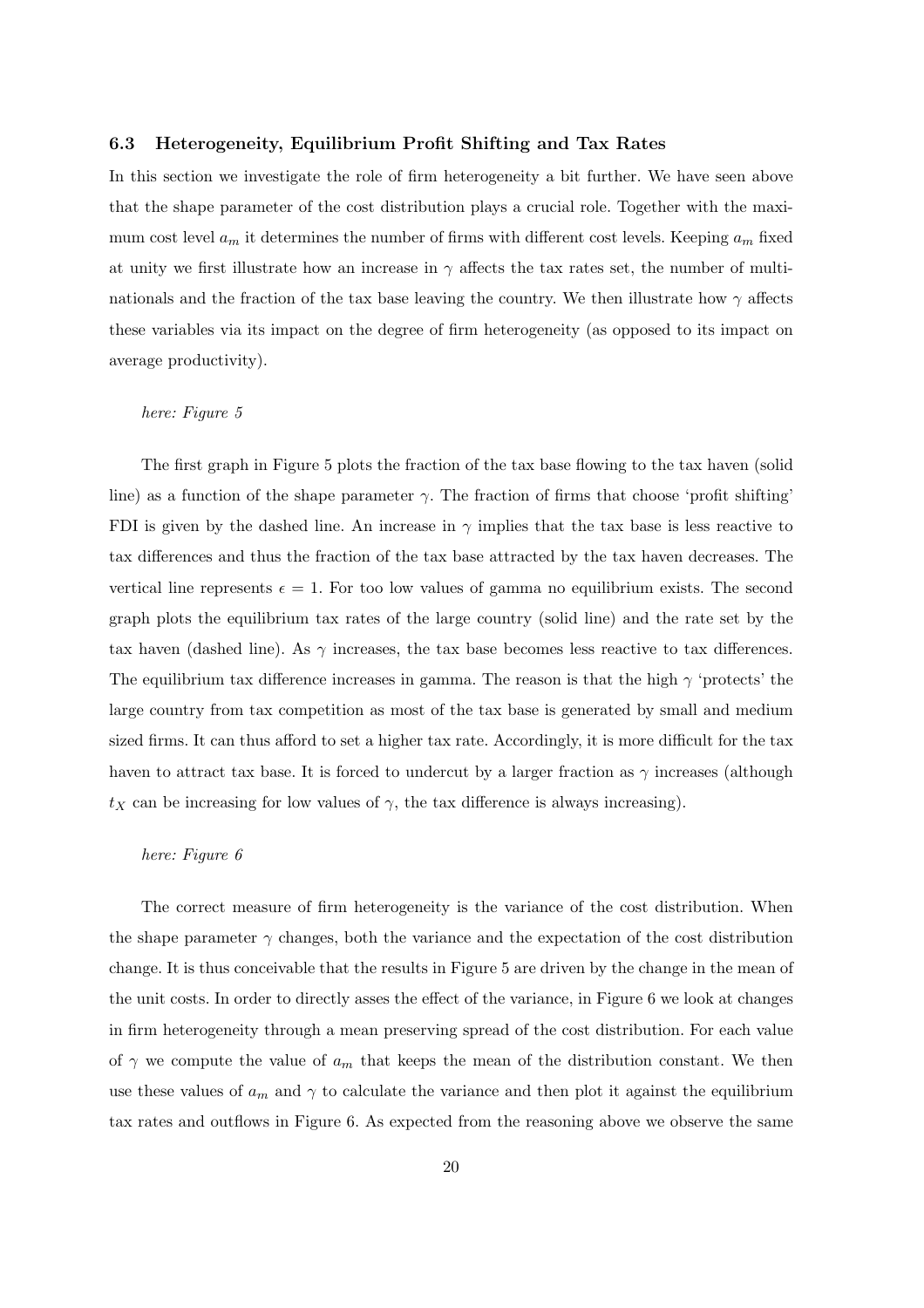### 6.3 Heterogeneity, Equilibrium Profit Shifting and Tax Rates

In this section we investigate the role of firm heterogeneity a bit further. We have seen above that the shape parameter of the cost distribution plays a crucial role. Together with the maximum cost level $a_m$ it determines the number of firms with different cost levels. Keeping $a_m$ fixed at unity we first illustrate how an increase in $\gamma$ affects the tax rates set, the number of multinationals and the fraction of the tax base leaving the country. We then illustrate how $\gamma$ affects these variables via its impact on the degree of firm heterogeneity (as opposed to its impact on average productivity).

*here: Figure 5*

The first graph in Figure 5 plots the fraction of the tax base flowing to the tax haven (solid line) as a function of the shape parameter $\gamma$. The fraction of firms that choose 'profit shifting' FDI is given by the dashed line. An increase in $\gamma$ implies that the tax base is less reactive to tax differences and thus the fraction of the tax base attracted by the tax haven decreases. The vertical line represents $\epsilon = 1$. For too low values of gamma no equilibrium exists. The second graph plots the equilibrium tax rates of the large country (solid line) and the rate set by the tax haven (dashed line). As $\gamma$ increases, the tax base becomes less reactive to tax differences. The equilibrium tax difference increases in gamma. The reason is that the high $\gamma$ 'protects' the large country from tax competition as most of the tax base is generated by small and medium sized firms. It can thus afford to set a higher tax rate. Accordingly, it is more difficult for the tax haven to attract tax base. It is forced to undercut by a larger fraction as $\gamma$ increases (although $t_X$ can be increasing for low values of $\gamma$, the tax difference is always increasing).

*here: Figure 6*

The correct measure of firm heterogeneity is the variance of the cost distribution. When the shape parameter $\gamma$ changes, both the variance and the expectation of the cost distribution change. It is thus conceivable that the results in Figure 5 are driven by the change in the mean of the unit costs. In order to directly asses the effect of the variance, in Figure 6 we look at changes in firm heterogeneity through a mean preserving spread of the cost distribution. For each value of $\gamma$ we compute the value of $a_m$ that keeps the mean of the distribution constant. We then use these values of $a_m$ and $\gamma$ to calculate the variance and then plot it against the equilibrium tax rates and outflows in Figure 6. As expected from the reasoning above we observe the same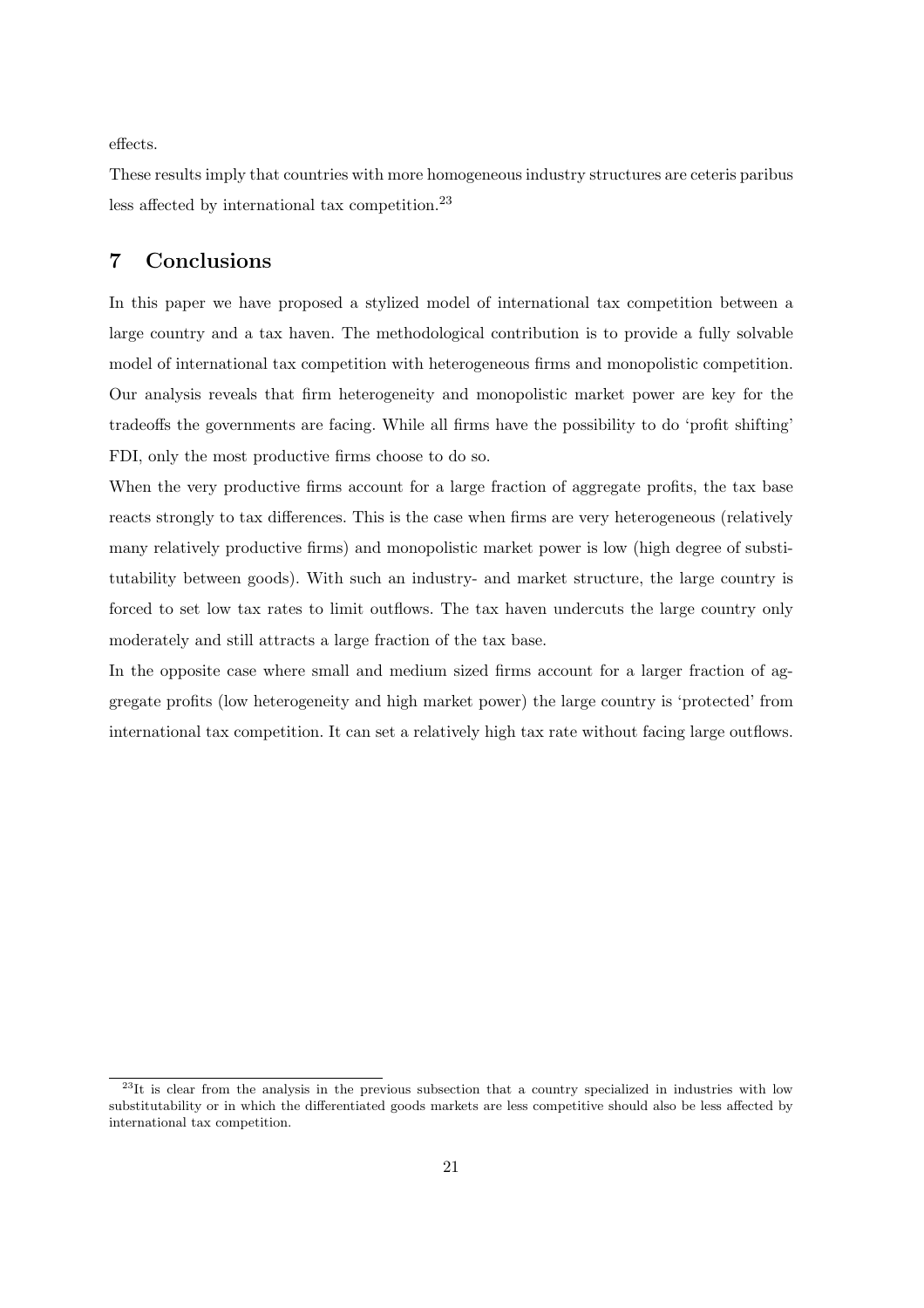effects.

These results imply that countries with more homogeneous industry structures are ceteris paribus less affected by international tax competition.[23]

## 7 Conclusions

In this paper we have proposed a stylized model of international tax competition between a large country and a tax haven. The methodological contribution is to provide a fully solvable model of international tax competition with heterogeneous firms and monopolistic competition. Our analysis reveals that firm heterogeneity and monopolistic market power are key for the tradeoffs the governments are facing. While all firms have the possibility to do 'profit shifting' FDI, only the most productive firms choose to do so.

When the very productive firms account for a large fraction of aggregate profits, the tax base reacts strongly to tax differences. This is the case when firms are very heterogeneous (relatively many relatively productive firms) and monopolistic market power is low (high degree of substitutability between goods). With such an industry- and market structure, the large country is forced to set low tax rates to limit outflows. The tax haven undercuts the large country only moderately and still attracts a large fraction of the tax base.

In the opposite case where small and medium sized firms account for a larger fraction of aggregate profits (low heterogeneity and high market power) the large country is 'protected' from international tax competition. It can set a relatively high tax rate without facing large outflows.

[23] It is clear from the analysis in the previous subsection that a country specialized in industries with low substitutability or in which the differentiated goods markets are less competitive should also be less affected by international tax competition.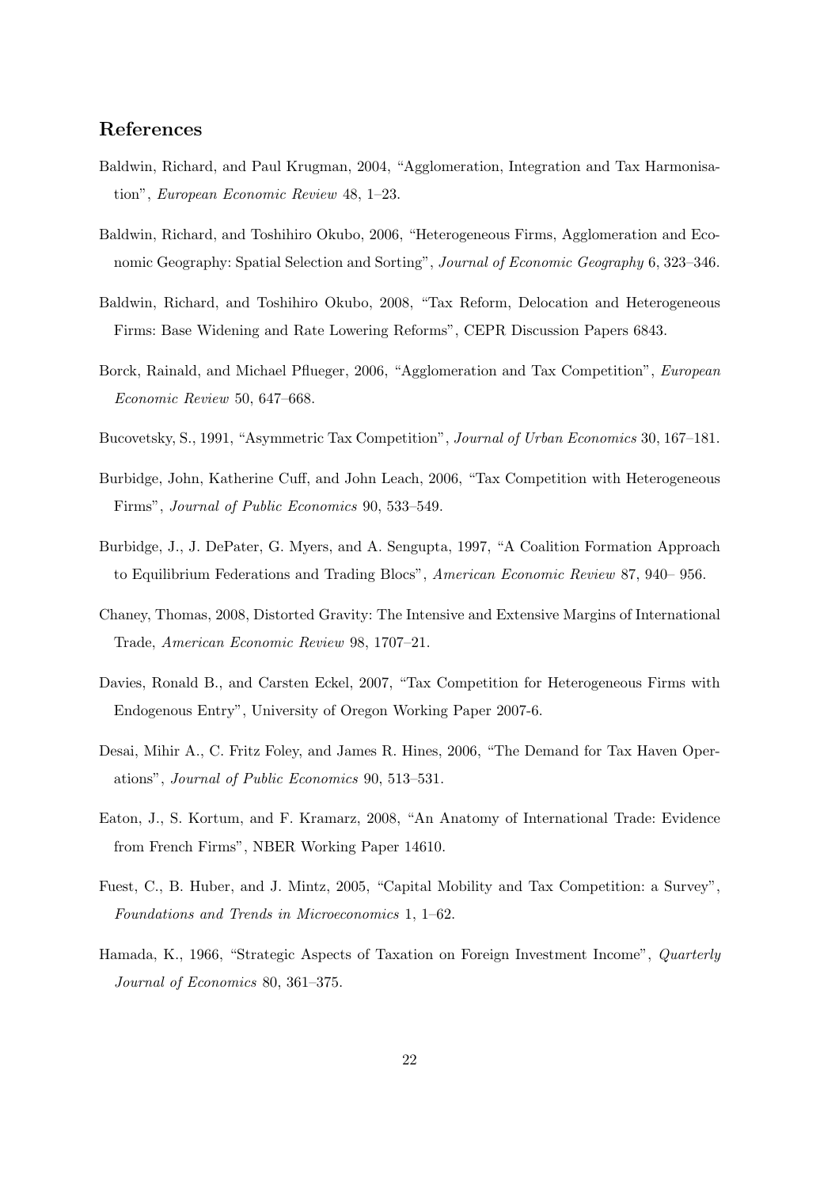## References

Baldwin, Richard, and Paul Krugman, 2004, "Agglomeration, Integration and Tax Harmonisation", *European Economic Review* 48, 1–23.

Baldwin, Richard, and Toshihiro Okubo, 2006, "Heterogeneous Firms, Agglomeration and Economic Geography: Spatial Selection and Sorting", *Journal of Economic Geography* 6, 323–346.

Baldwin, Richard, and Toshihiro Okubo, 2008, "Tax Reform, Delocation and Heterogeneous Firms: Base Widening and Rate Lowering Reforms", CEPR Discussion Papers 6843.

Borck, Rainald, and Michael Pflueger, 2006, "Agglomeration and Tax Competition", *European Economic Review* 50, 647–668.

Bucovetsky, S., 1991, "Asymmetric Tax Competition", *Journal of Urban Economics* 30, 167–181.

Burbidge, John, Katherine Cuff, and John Leach, 2006, "Tax Competition with Heterogeneous Firms", *Journal of Public Economics* 90, 533–549.

Burbidge, J., J. DePater, G. Myers, and A. Sengupta, 1997, "A Coalition Formation Approach to Equilibrium Federations and Trading Blocs", *American Economic Review* 87, 940– 956.

Chaney, Thomas, 2008, Distorted Gravity: The Intensive and Extensive Margins of International Trade, *American Economic Review* 98, 1707–21.

Davies, Ronald B., and Carsten Eckel, 2007, "Tax Competition for Heterogeneous Firms with Endogenous Entry", University of Oregon Working Paper 2007-6.

Desai, Mihir A., C. Fritz Foley, and James R. Hines, 2006, "The Demand for Tax Haven Operations", *Journal of Public Economics* 90, 513–531.

Eaton, J., S. Kortum, and F. Kramarz, 2008, "An Anatomy of International Trade: Evidence from French Firms", NBER Working Paper 14610.

Fuest, C., B. Huber, and J. Mintz, 2005, "Capital Mobility and Tax Competition: a Survey", *Foundations and Trends in Microeconomics* 1, 1–62.

Hamada, K., 1966, "Strategic Aspects of Taxation on Foreign Investment Income", *Quarterly Journal of Economics* 80, 361–375.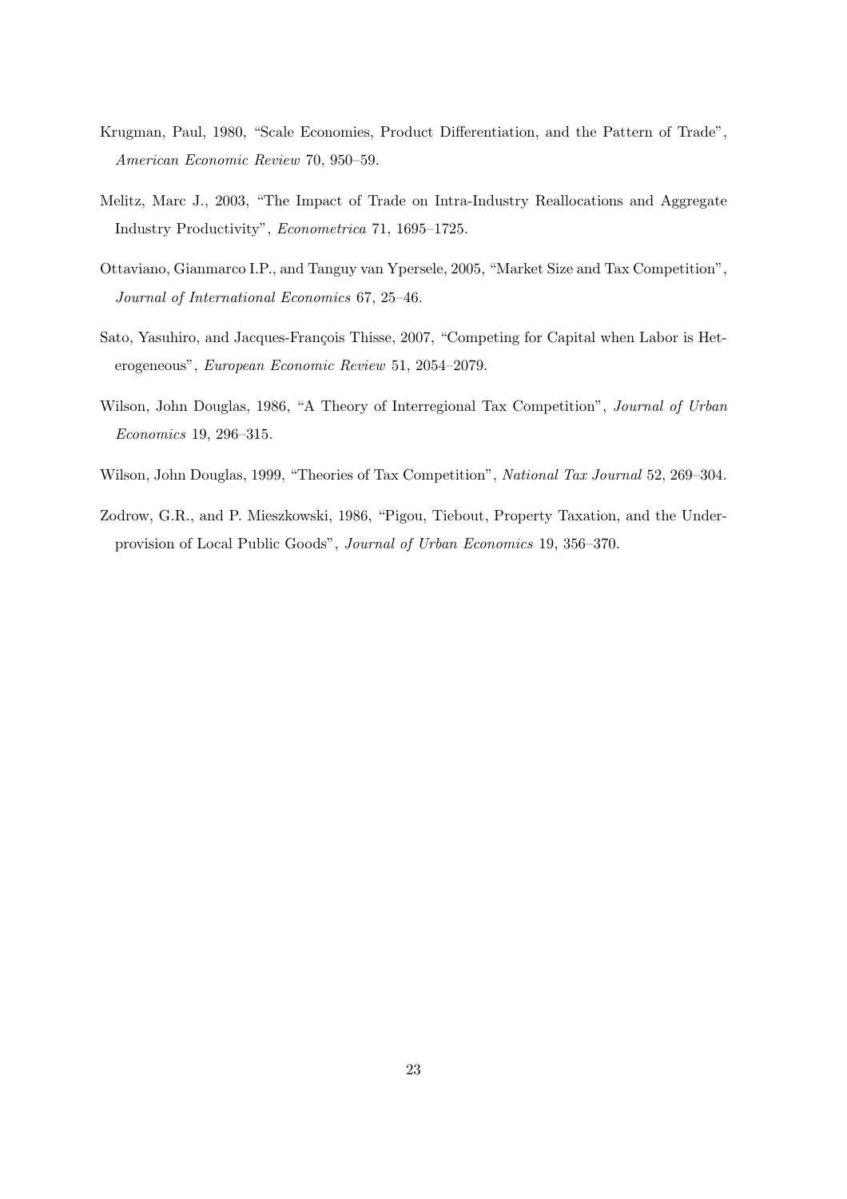Krugman, Paul, 1980, "Scale Economies, Product Differentiation, and the Pattern of Trade", *American Economic Review* 70, 950–59.

Melitz, Marc J., 2003, "The Impact of Trade on Intra-Industry Reallocations and Aggregate Industry Productivity", *Econometrica* 71, 1695–1725.

Ottaviano, Gianmarco I.P., and Tanguy van Ypersele, 2005, "Market Size and Tax Competition", *Journal of International Economics* 67, 25–46.

Sato, Yasuhiro, and Jacques-François Thisse, 2007, "Competing for Capital when Labor is Heterogeneous", *European Economic Review* 51, 2054–2079.

Wilson, John Douglas, 1986, "A Theory of Interregional Tax Competition", *Journal of Urban Economics* 19, 296–315.

Wilson, John Douglas, 1999, "Theories of Tax Competition", *National Tax Journal* 52, 269–304.

Zodrow, G.R., and P. Mieszkowski, 1986, "Pigou, Tiebout, Property Taxation, and the Underprovision of Local Public Goods", *Journal of Urban Economics* 19, 356–370.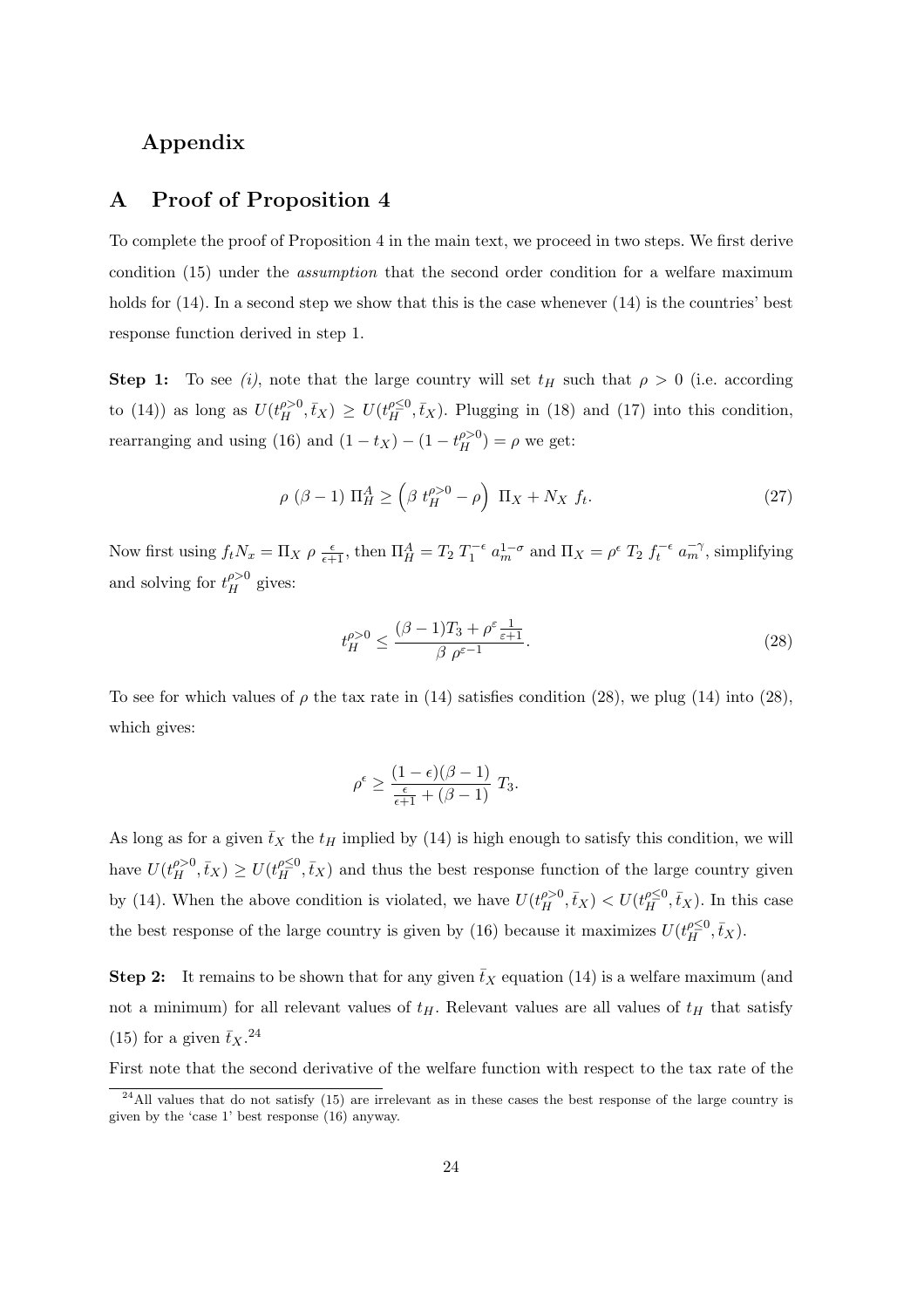# Appendix

## A Proof of Proposition 4

To complete the proof of Proposition 4 in the main text, we proceed in two steps. We first derive condition (15) under the *assumption* that the second order condition for a welfare maximum holds for (14). In a second step we show that this is the case whenever (14) is the countries' best response function derived in step 1.

**Step 1:** To see *(i)*, note that the large country will set $t_H$ such that $\rho > 0$ (i.e. according to (14)) as long as $U(t_H^{\rho>0}, \bar{t}_X) \geq U(t_H^{\rho\leq 0}, \bar{t}_X)$. Plugging in (18) and (17) into this condition, rearranging and using (16) and $(1-t_X) - (1-t_H^{\rho>0}) = \rho$ we get:

$$\rho\ (\beta - 1)\ \Pi_H^A \geq \left(\beta\ t_H^{\rho>0} - \rho\right)\ \Pi_X + N_X\ f_t. \tag{27}$$

Now first using $f_t N_x = \Pi_X\ \rho\ \frac{\epsilon}{\epsilon+1}$, then $\Pi_H^A = T_2\ T_1^{-\epsilon}\ a_m^{1-\sigma}$ and $\Pi_X = \rho^\epsilon\ T_2\ f_t^{-\epsilon}\ a_m^{-\gamma}$, simplifying and solving for $t_H^{\rho>0}$ gives:

$$t_H^{\rho>0} \leq \frac{(\beta-1)T_3 + \rho^\varepsilon \frac{1}{\varepsilon+1}}{\beta\ \rho^{\varepsilon-1}}. \tag{28}$$

To see for which values of $\rho$ the tax rate in (14) satisfies condition (28), we plug (14) into (28), which gives:

$$\rho^\epsilon \geq \frac{(1-\epsilon)(\beta-1)}{\frac{\epsilon}{\epsilon+1} + (\beta-1)}\ T_3.$$

As long as for a given $\bar{t}_X$ the $t_H$ implied by (14) is high enough to satisfy this condition, we will have $U(t_H^{\rho>0}, \bar{t}_X) \geq U(t_H^{\rho\leq 0}, \bar{t}_X)$ and thus the best response function of the large country given by (14). When the above condition is violated, we have $U(t_H^{\rho>0}, \bar{t}_X) < U(t_H^{\rho\leq 0}, \bar{t}_X)$. In this case the best response of the large country is given by (16) because it maximizes $U(t_H^{\rho\leq 0}, \bar{t}_X)$.

**Step 2:** It remains to be shown that for any given $\bar{t}_X$ equation (14) is a welfare maximum (and not a minimum) for all relevant values of $t_H$. Relevant values are all values of $t_H$ that satisfy (15) for a given $\bar{t}_X$.[24]

First note that the second derivative of the welfare function with respect to the tax rate of the

[24] All values that do not satisfy (15) are irrelevant as in these cases the best response of the large country is given by the 'case 1' best response (16) anyway.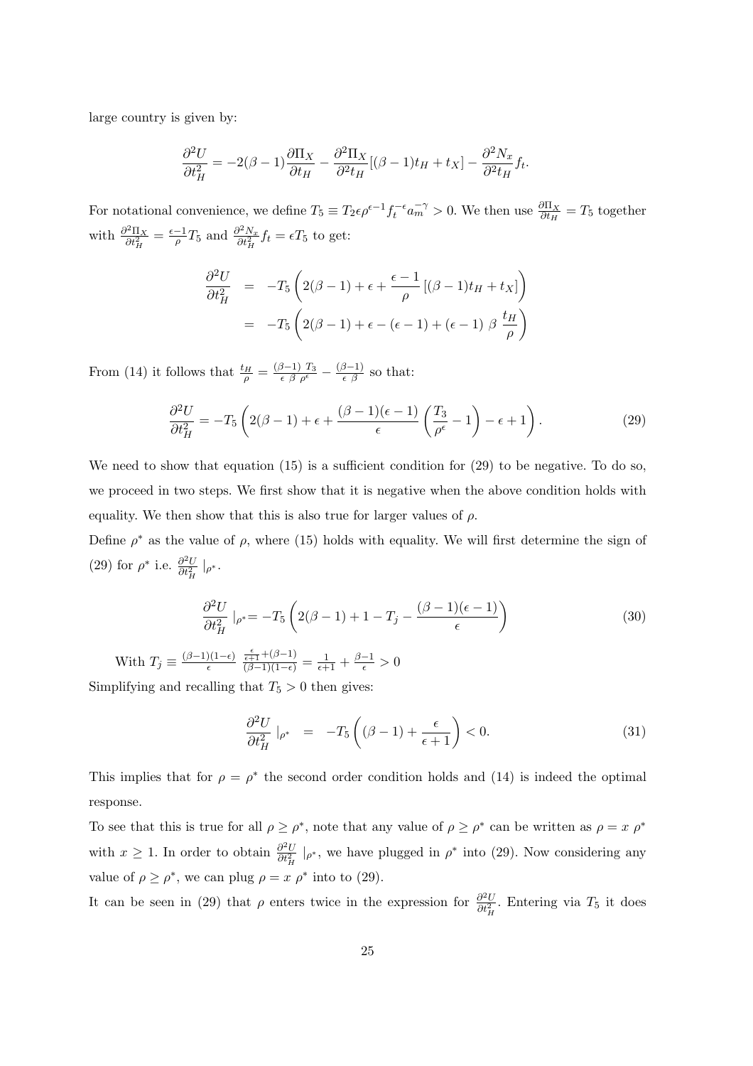large country is given by:

$$\frac{\partial^2 U}{\partial t_H^2} = -2(\beta-1)\frac{\partial \Pi_X}{\partial t_H} - \frac{\partial^2 \Pi_X}{\partial^2 t_H}[(\beta-1)t_H + t_X] - \frac{\partial^2 N_x}{\partial^2 t_H} f_t.$$

For notational convenience, we define $T_5 \equiv T_2 \epsilon \rho^{\epsilon-1} f_t^{-\epsilon} a_m^{-\gamma} > 0$. We then use $\frac{\partial \Pi_X}{\partial t_H} = T_5$ together with $\frac{\partial^2 \Pi_X}{\partial t_H^2} = \frac{\epsilon-1}{\rho} T_5$ and $\frac{\partial^2 N_x}{\partial t_H^2} f_t = \epsilon T_5$ to get:

$$\begin{aligned}
\frac{\partial^2 U}{\partial t_H^2} &= -T_5 \left( 2(\beta-1) + \epsilon + \frac{\epsilon-1}{\rho}\left[(\beta-1)t_H + t_X\right] \right) \\
&= -T_5 \left( 2(\beta-1) + \epsilon - (\epsilon-1) + (\epsilon-1)\ \beta\ \frac{t_H}{\rho} \right)
\end{aligned}$$

From (14) it follows that $\frac{t_H}{\rho} = \frac{(\beta-1)}{\epsilon\ \beta} \frac{T_3}{\rho^\epsilon} - \frac{(\beta-1)}{\epsilon\ \beta}$ so that:

$$\frac{\partial^2 U}{\partial t_H^2} = -T_5 \left( 2(\beta-1) + \epsilon + \frac{(\beta-1)(\epsilon-1)}{\epsilon} \left( \frac{T_3}{\rho^\epsilon} - 1 \right) - \epsilon + 1 \right). \tag{29}$$

We need to show that equation (15) is a sufficient condition for (29) to be negative. To do so, we proceed in two steps. We first show that it is negative when the above condition holds with equality. We then show that this is also true for larger values of $\rho$.

Define $\rho^*$ as the value of $\rho$, where (15) holds with equality. We will first determine the sign of (29) for $\rho^*$ i.e. $\frac{\partial^2 U}{\partial t_H^2}\mid_{\rho^*}$.

$$\frac{\partial^2 U}{\partial t_H^2}\mid_{\rho^*} = -T_5 \left( 2(\beta-1) + 1 - T_j - \frac{(\beta-1)(\epsilon-1)}{\epsilon} \right) \tag{30}$$

With $T_j \equiv \frac{(\beta-1)(1-\epsilon)}{\epsilon}\ \frac{\frac{\epsilon}{\epsilon+1} + (\beta-1)}{(\beta-1)(1-\epsilon)} = \frac{1}{\epsilon+1} + \frac{\beta-1}{\epsilon} > 0$

Simplifying and recalling that $T_5 > 0$ then gives:

$$\frac{\partial^2 U}{\partial t_H^2}\mid_{\rho^*} = -T_5 \left( (\beta-1) + \frac{\epsilon}{\epsilon+1} \right) < 0. \tag{31}$$

This implies that for $\rho = \rho^*$ the second order condition holds and (14) is indeed the optimal response.

To see that this is true for all $\rho \geq \rho^*$, note that any value of $\rho \geq \rho^*$ can be written as $\rho = x\ \rho^*$ with $x \geq 1$. In order to obtain $\frac{\partial^2 U}{\partial t_H^2}\mid_{\rho^*}$, we have plugged in $\rho^*$ into (29). Now considering any value of $\rho \geq \rho^*$, we can plug $\rho = x\ \rho^*$ into to (29).

It can be seen in (29) that $\rho$ enters twice in the expression for $\frac{\partial^2 U}{\partial t_H^2}$. Entering via $T_5$ it does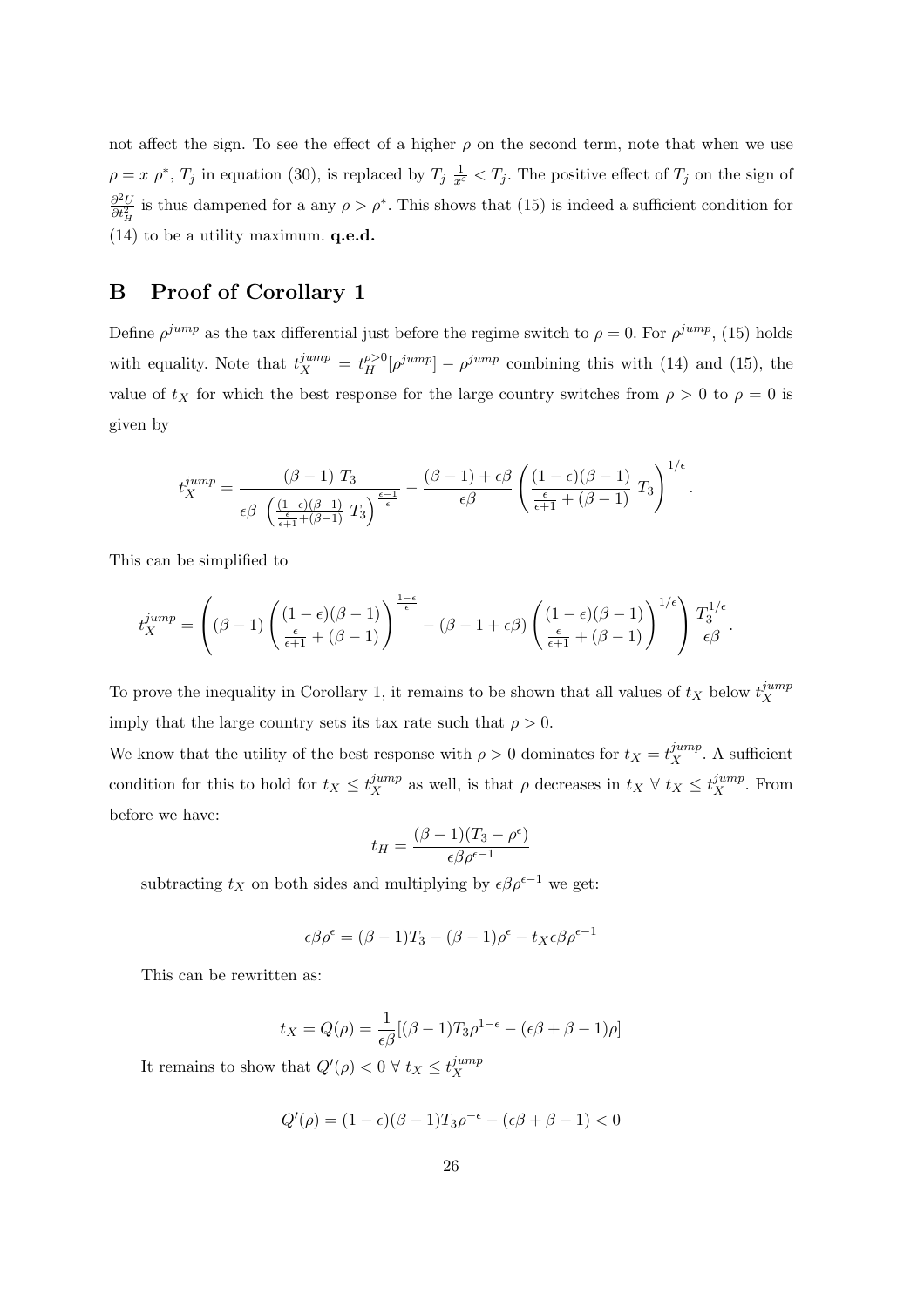not affect the sign. To see the effect of a higher $\rho$ on the second term, note that when we use $\rho = x\ \rho^*$, $T_j$ in equation (30), is replaced by $T_j\ \frac{1}{x^\epsilon} < T_j$. The positive effect of $T_j$ on the sign of $\frac{\partial^2 U}{\partial t_H^2}$ is thus dampened for a any $\rho > \rho^*$. This shows that (15) is indeed a sufficient condition for (14) to be a utility maximum. **q.e.d.**

## B Proof of Corollary 1

Define $\rho^{jump}$ as the tax differential just before the regime switch to $\rho = 0$. For $\rho^{jump}$, (15) holds with equality. Note that $t_X^{jump} = t_H^{\rho>0}[\rho^{jump}] - \rho^{jump}$ combining this with (14) and (15), the value of $t_X$ for which the best response for the large country switches from $\rho > 0$ to $\rho = 0$ is given by

$$t_X^{jump} = \frac{(\beta - 1)\ T_3}{\epsilon\beta\ \left(\frac{(1-\epsilon)(\beta-1)}{\frac{\epsilon}{\epsilon+1}+(\beta-1)}\ T_3\right)^{\frac{\epsilon-1}{\epsilon}}} - \frac{(\beta-1)+\epsilon\beta}{\epsilon\beta}\left(\frac{(1-\epsilon)(\beta-1)}{\frac{\epsilon}{\epsilon+1}+(\beta-1)}\ T_3\right)^{1/\epsilon}.$$

This can be simplified to

$$t_X^{jump} = \left((\beta-1)\left(\frac{(1-\epsilon)(\beta-1)}{\frac{\epsilon}{\epsilon+1}+(\beta-1)}\right)^{\frac{1-\epsilon}{\epsilon}} - (\beta - 1 + \epsilon\beta)\left(\frac{(1-\epsilon)(\beta-1)}{\frac{\epsilon}{\epsilon+1}+(\beta-1)}\right)^{1/\epsilon}\right)\frac{T_3^{1/\epsilon}}{\epsilon\beta}.$$

To prove the inequality in Corollary 1, it remains to be shown that all values of $t_X$ below $t_X^{jump}$ imply that the large country sets its tax rate such that $\rho > 0$.

We know that the utility of the best response with $\rho > 0$ dominates for $t_X = t_X^{jump}$. A sufficient condition for this to hold for $t_X \leq t_X^{jump}$ as well, is that $\rho$ decreases in $t_X\ \forall\ t_X \leq t_X^{jump}$. From before we have:

$$t_H = \frac{(\beta-1)(T_3 - \rho^\epsilon)}{\epsilon\beta\rho^{\epsilon-1}}$$

subtracting $t_X$ on both sides and multiplying by $\epsilon\beta\rho^{\epsilon-1}$ we get:

$$\epsilon\beta\rho^\epsilon = (\beta-1)T_3 - (\beta-1)\rho^\epsilon - t_X\epsilon\beta\rho^{\epsilon-1}$$

This can be rewritten as:

$$t_X = Q(\rho) = \frac{1}{\epsilon\beta}[(\beta-1)T_3\rho^{1-\epsilon} - (\epsilon\beta + \beta - 1)\rho]$$

It remains to show that $Q'(\rho) < 0\ \forall\ t_X \leq t_X^{jump}$

$$Q'(\rho) = (1-\epsilon)(\beta-1)T_3\rho^{-\epsilon} - (\epsilon\beta + \beta - 1) < 0$$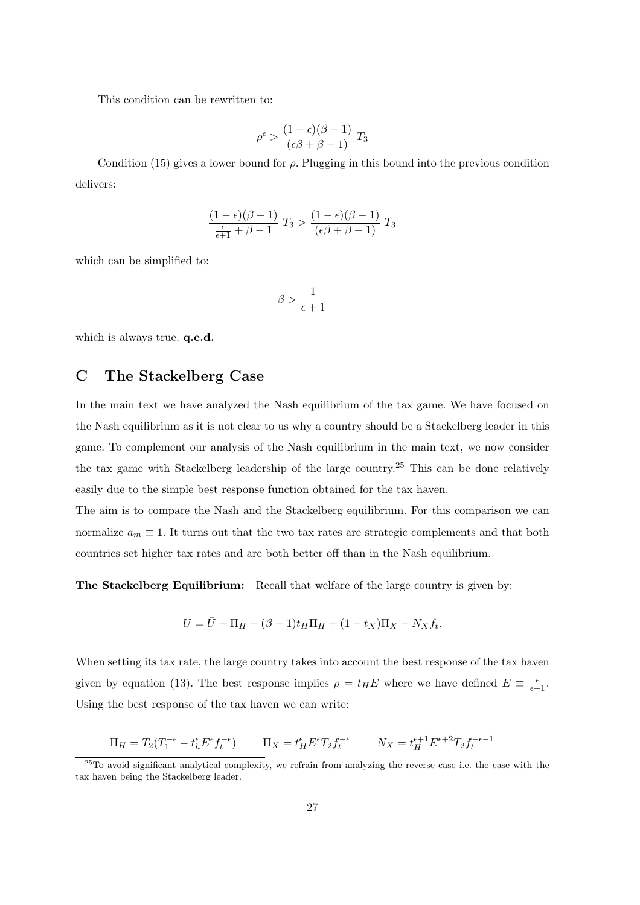This condition can be rewritten to:

$$\rho^{\epsilon} > \frac{(1-\epsilon)(\beta-1)}{(\epsilon\beta+\beta-1)}\ T_3$$

Condition (15) gives a lower bound for $\rho$. Plugging in this bound into the previous condition delivers:

$$\frac{(1-\epsilon)(\beta-1)}{\frac{\epsilon}{\epsilon+1}+\beta-1}\ T_3 > \frac{(1-\epsilon)(\beta-1)}{(\epsilon\beta+\beta-1)}\ T_3$$

which can be simplified to:

$$\beta > \frac{1}{\epsilon+1}$$

which is always true. **q.e.d.**

## C The Stackelberg Case

In the main text we have analyzed the Nash equilibrium of the tax game. We have focused on the Nash equilibrium as it is not clear to us why a country should be a Stackelberg leader in this game. To complement our analysis of the Nash equilibrium in the main text, we now consider the tax game with Stackelberg leadership of the large country.[25] This can be done relatively easily due to the simple best response function obtained for the tax haven.

The aim is to compare the Nash and the Stackelberg equilibrium. For this comparison we can normalize $a_m \equiv 1$. It turns out that the two tax rates are strategic complements and that both countries set higher tax rates and are both better off than in the Nash equilibrium.

**The Stackelberg Equilibrium:** Recall that welfare of the large country is given by:

$$U = \bar{U} + \Pi_H + (\beta-1)t_H\Pi_H + (1-t_X)\Pi_X - N_X f_t.$$

When setting its tax rate, the large country takes into account the best response of the tax haven given by equation (13). The best response implies $\rho = t_H E$ where we have defined $E \equiv \frac{\epsilon}{\epsilon+1}$. Using the best response of the tax haven we can write:

$$\Pi_H = T_2(T_1^{-\epsilon} - t_h^{\epsilon}E^{\epsilon}f_t^{-\epsilon}) \qquad \Pi_X = t_H^{\epsilon}E^{\epsilon}T_2 f_t^{-\epsilon} \qquad N_X = t_H^{\epsilon+1}E^{\epsilon+2}T_2 f_t^{-\epsilon-1}$$

[25] To avoid significant analytical complexity, we refrain from analyzing the reverse case i.e. the case with the tax haven being the Stackelberg leader.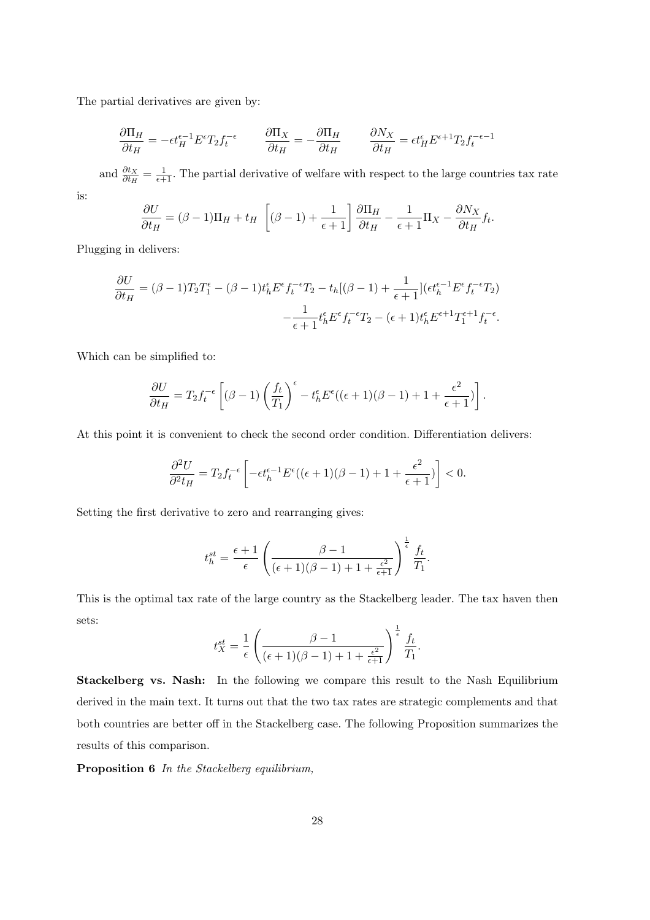The partial derivatives are given by:

$$\frac{\partial \Pi_H}{\partial t_H} = -\epsilon t_H^{\epsilon-1} E^{\epsilon} T_2 f_t^{-\epsilon} \qquad \frac{\partial \Pi_X}{\partial t_H} = -\frac{\partial \Pi_H}{\partial t_H} \qquad \frac{\partial N_X}{\partial t_H} = \epsilon t_H^{\epsilon} E^{\epsilon+1} T_2 f_t^{-\epsilon-1}$$

and $\frac{\partial t_X}{\partial t_H} = \frac{1}{\epsilon+1}$. The partial derivative of welfare with respect to the large countries tax rate is:

$$\frac{\partial U}{\partial t_H} = (\beta-1)\Pi_H + t_H \left[(\beta-1) + \frac{1}{\epsilon+1}\right]\frac{\partial \Pi_H}{\partial t_H} - \frac{1}{\epsilon+1}\Pi_X - \frac{\partial N_X}{\partial t_H} f_t.$$

Plugging in delivers:

$$\frac{\partial U}{\partial t_H} = (\beta-1)T_2 T_1^{\epsilon} - (\beta-1)t_h^{\epsilon} E^{\epsilon} f_t^{-\epsilon} T_2 - t_h[(\beta-1) + \frac{1}{\epsilon+1}](\epsilon t_h^{\epsilon-1} E^{\epsilon} f_t^{-\epsilon} T_2)$$
$$-\frac{1}{\epsilon+1} t_h^{\epsilon} E^{\epsilon} f_t^{-\epsilon} T_2 - (\epsilon+1) t_h^{\epsilon} E^{\epsilon+1} T_1^{\epsilon+1} f_t^{-\epsilon}.$$

Which can be simplified to:

$$\frac{\partial U}{\partial t_H} = T_2 f_t^{-\epsilon}\left[(\beta-1)\left(\frac{f_t}{T_1}\right)^{\epsilon} - t_h^{\epsilon} E^{\epsilon}((\epsilon+1)(\beta-1) + 1 + \frac{\epsilon^2}{\epsilon+1})\right].$$

At this point it is convenient to check the second order condition. Differentiation delivers:

$$\frac{\partial^2 U}{\partial^2 t_H} = T_2 f_t^{-\epsilon}\left[-\epsilon t_h^{\epsilon-1} E^{\epsilon}((\epsilon+1)(\beta-1) + 1 + \frac{\epsilon^2}{\epsilon+1})\right] < 0.$$

Setting the first derivative to zero and rearranging gives:

$$t_h^{st} = \frac{\epsilon+1}{\epsilon}\left(\frac{\beta-1}{(\epsilon+1)(\beta-1) + 1 + \frac{\epsilon^2}{\epsilon+1}}\right)^{\frac{1}{\epsilon}} \frac{f_t}{T_1}.$$

This is the optimal tax rate of the large country as the Stackelberg leader. The tax haven then sets:

$$t_X^{st} = \frac{1}{\epsilon}\left(\frac{\beta-1}{(\epsilon+1)(\beta-1) + 1 + \frac{\epsilon^2}{\epsilon+1}}\right)^{\frac{1}{\epsilon}} \frac{f_t}{T_1}.$$

**Stackelberg vs. Nash:** In the following we compare this result to the Nash Equilibrium derived in the main text. It turns out that the two tax rates are strategic complements and that both countries are better off in the Stackelberg case. The following Proposition summarizes the results of this comparison.

**Proposition 6** *In the Stackelberg equilibrium,*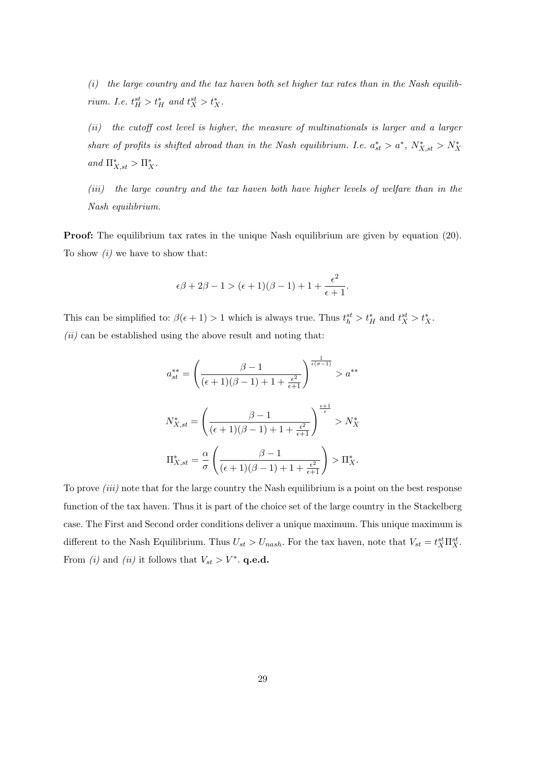*(i) the large country and the tax haven both set higher tax rates than in the Nash equilibrium. I.e. $t_H^{st} > t_H^*$ and $t_X^{st} > t_X^*$.*

*(ii) the cutoff cost level is higher, the measure of multinationals is larger and a larger share of profits is shifted abroad than in the Nash equilibrium. I.e. $a_{st}^* > a^*$, $N_{X,st}^* > N_X^*$ and $\Pi_{X,st}^* > \Pi_X^*$.*

*(iii) the large country and the tax haven both have higher levels of welfare than in the Nash equilibrium.*

**Proof:** The equilibrium tax rates in the unique Nash equilibrium are given by equation (20). To show *(i)* we have to show that:

$$\epsilon\beta + 2\beta - 1 > (\epsilon + 1)(\beta - 1) + 1 + \frac{\epsilon^2}{\epsilon + 1}.$$

This can be simplified to: $\beta(\epsilon + 1) > 1$ which is always true. Thus $t_h^{st} > t_H^*$ and $t_X^{st} > t_X^*$.
*(ii)* can be established using the above result and noting that:

$$a_{st}^{**} = \left( \frac{\beta - 1}{(\epsilon + 1)(\beta - 1) + 1 + \frac{\epsilon^2}{\epsilon+1}} \right)^{\frac{1}{\epsilon(\sigma-1)}} > a^{**}$$

$$N_{X,st}^* = \left( \frac{\beta - 1}{(\epsilon + 1)(\beta - 1) + 1 + \frac{\epsilon^2}{\epsilon+1}} \right)^{\frac{\epsilon+1}{\epsilon}} > N_X^*$$

$$\Pi_{X,st}^* = \frac{\alpha}{\sigma} \left( \frac{\beta - 1}{(\epsilon + 1)(\beta - 1) + 1 + \frac{\epsilon^2}{\epsilon+1}} \right) > \Pi_X^*.$$

To prove *(iii)* note that for the large country the Nash equilibrium is a point on the best response function of the tax haven. Thus it is part of the choice set of the large country in the Stackelberg case. The First and Second order conditions deliver a unique maximum. This unique maximum is different to the Nash Equilibrium. Thus $U_{st} > U_{nash}$. For the tax haven, note that $V_{st} = t_X^{st}\Pi_X^{st}$. From *(i)* and *(ii)* it follows that $V_{st} > V^*$. **q.e.d.**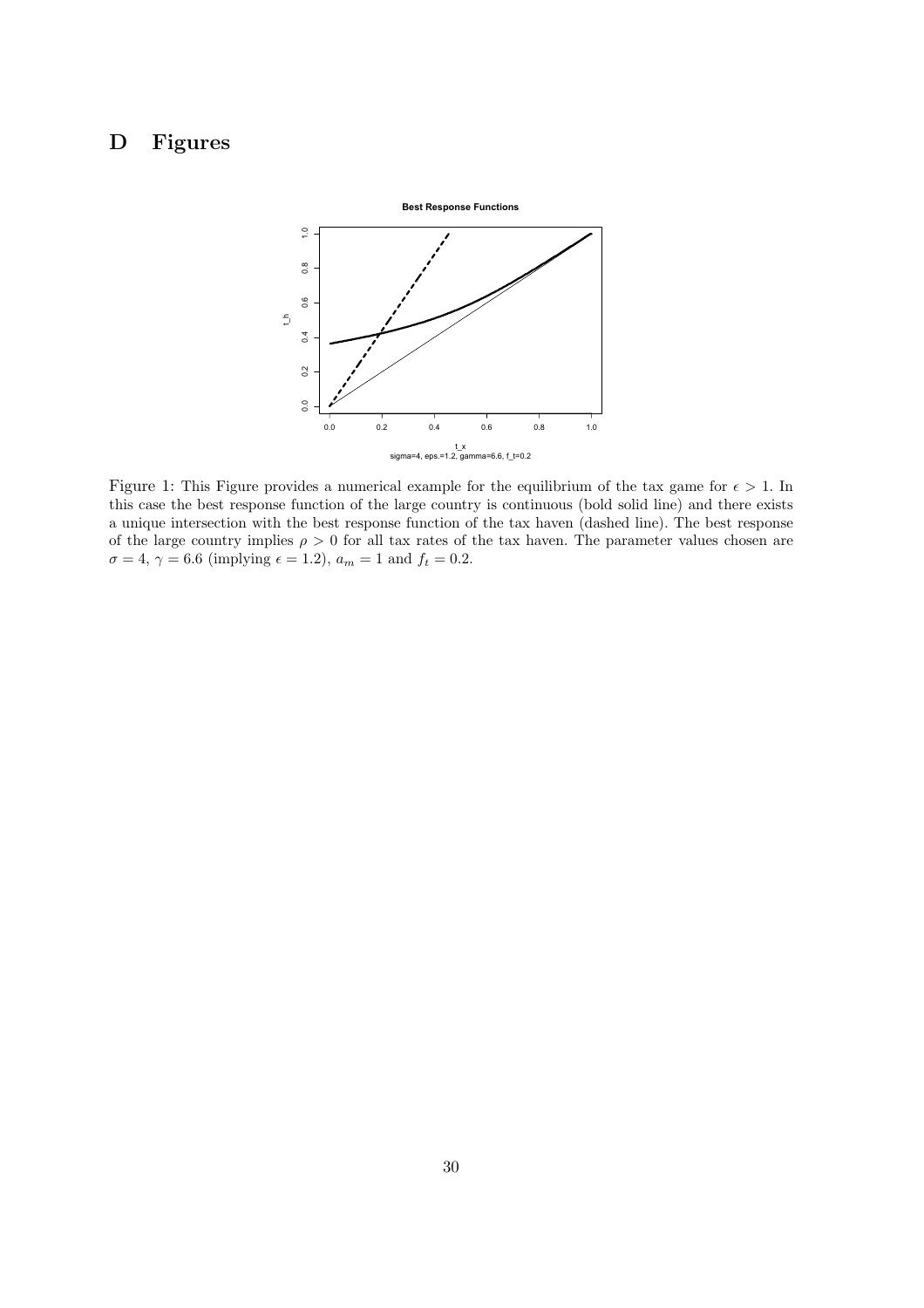# D Figures

Figure 1: This Figure provides a numerical example for the equilibrium of the tax game for $\epsilon > 1$. In this case the best response function of the large country is continuous (bold solid line) and there exists a unique intersection with the best response function of the tax haven (dashed line). The best response of the large country implies $\rho > 0$ for all tax rates of the tax haven. The parameter values chosen are $\sigma = 4$, $\gamma = 6.6$ (implying $\epsilon = 1.2$), $a_m = 1$ and $f_t = 0.2$.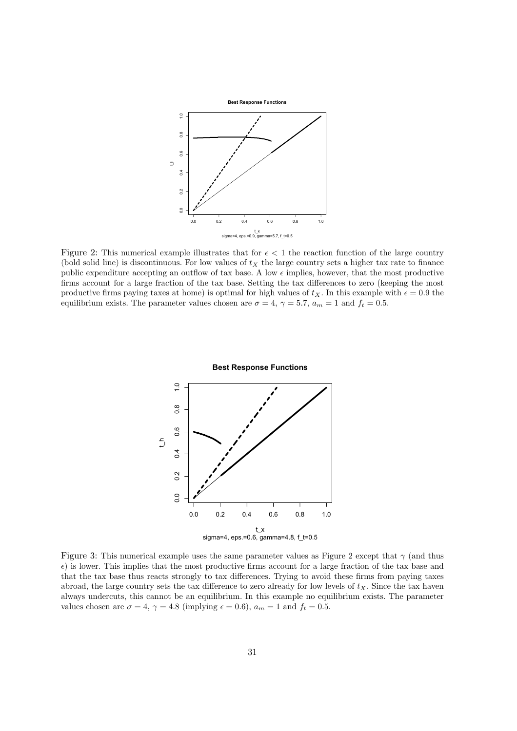Figure 2: This numerical example illustrates that for $\epsilon < 1$ the reaction function of the large country (bold solid line) is discontinuous. For low values of $t_X$ the large country sets a higher tax rate to finance public expenditure accepting an outflow of tax base. A low $\epsilon$ implies, however, that the most productive firms account for a large fraction of the tax base. Setting the tax differences to zero (keeping the most productive firms paying taxes at home) is optimal for high values of $t_X$. In this example with $\epsilon = 0.9$ the equilibrium exists. The parameter values chosen are $\sigma = 4$, $\gamma = 5.7$, $a_m = 1$ and $f_t = 0.5$.

Figure 3: This numerical example uses the same parameter values as Figure 2 except that $\gamma$ (and thus $\epsilon$) is lower. This implies that the most productive firms account for a large fraction of the tax base and that the tax base thus reacts strongly to tax differences. Trying to avoid these firms from paying taxes abroad, the large country sets the tax difference to zero already for low levels of $t_X$. Since the tax haven always undercuts, this cannot be an equilibrium. In this example no equilibrium exists. The parameter values chosen are $\sigma = 4$, $\gamma = 4.8$ (implying $\epsilon = 0.6$), $a_m = 1$ and $f_t = 0.5$.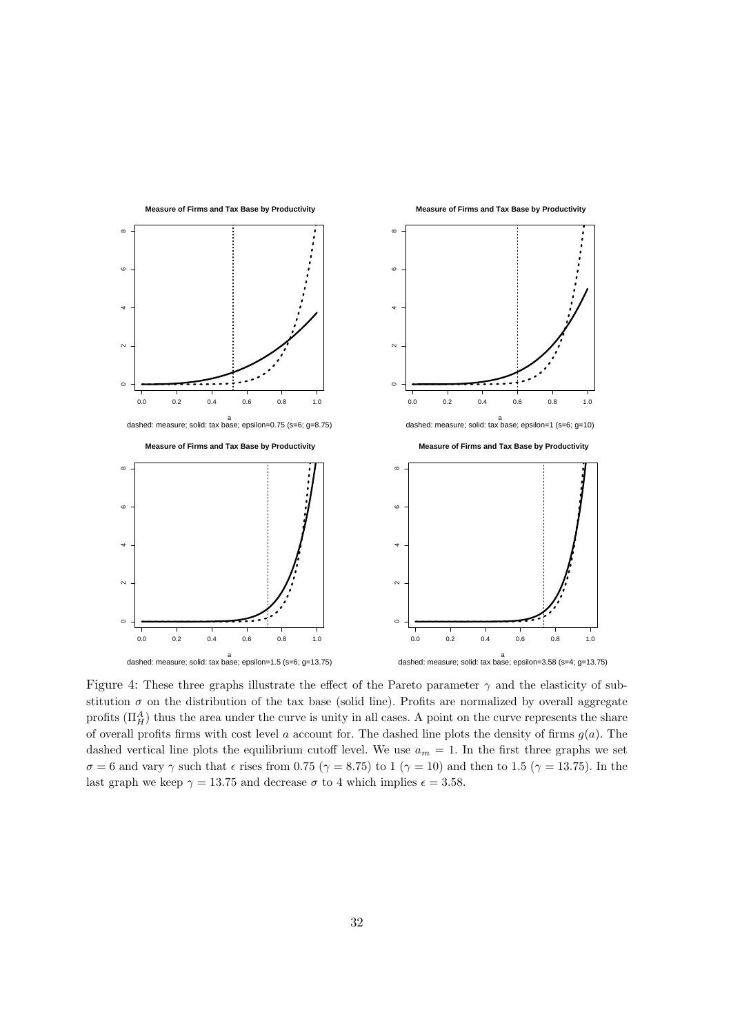Figure 4: These three graphs illustrate the effect of the Pareto parameter $\gamma$ and the elasticity of substitution $\sigma$ on the distribution of the tax base (solid line). Profits are normalized by overall aggregate profits ($\Pi_H^A$) thus the area under the curve is unity in all cases. A point on the curve represents the share of overall profits firms with cost level $a$ account for. The dashed line plots the density of firms $g(a)$. The dashed vertical line plots the equilibrium cutoff level. We use $a_m = 1$. In the first three graphs we set $\sigma = 6$ and vary $\gamma$ such that $\epsilon$ rises from 0.75 ($\gamma = 8.75$) to 1 ($\gamma = 10$) and then to 1.5 ($\gamma = 13.75$). In the last graph we keep $\gamma = 13.75$ and decrease $\sigma$ to 4 which implies $\epsilon = 3.58$.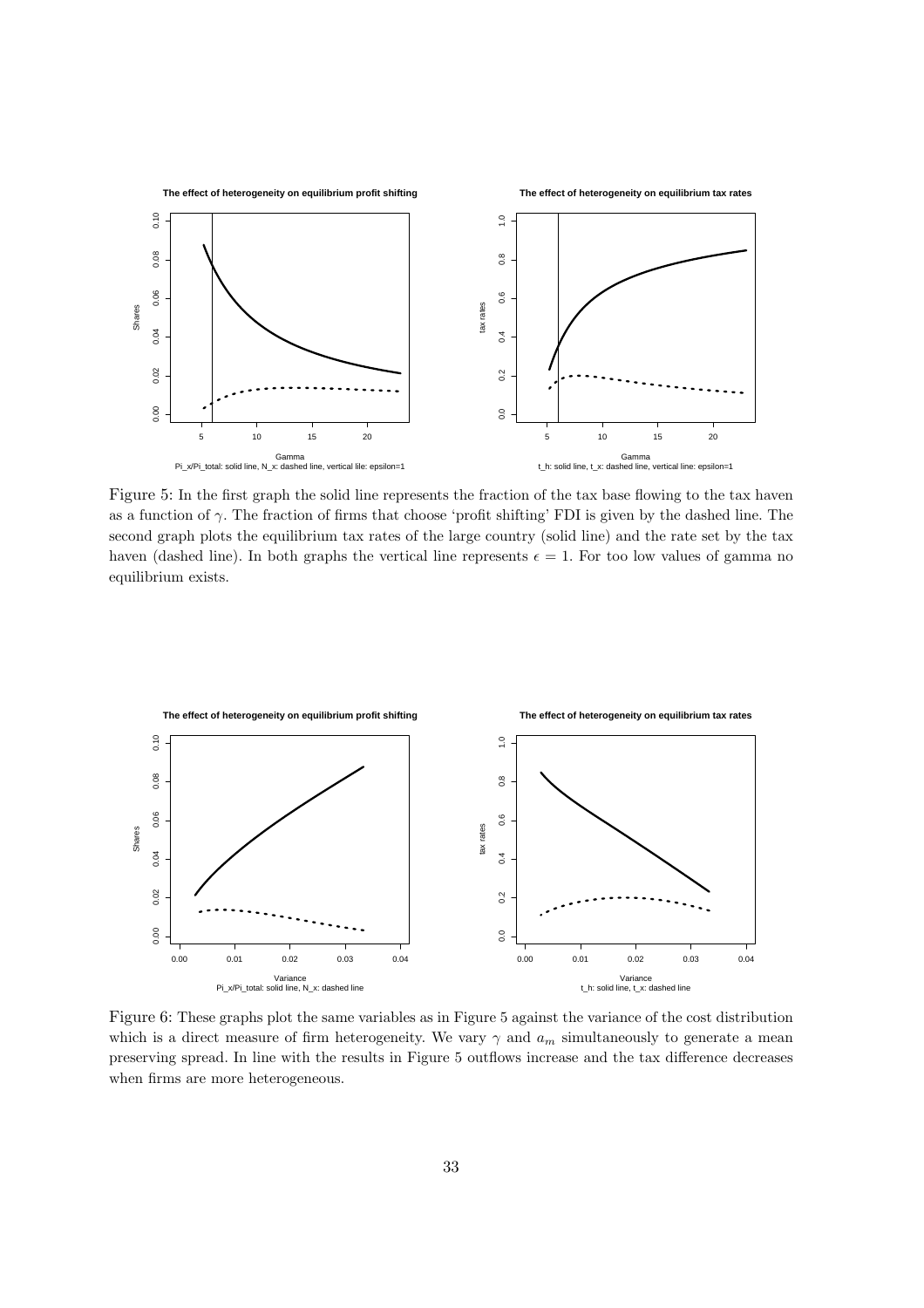The effect of heterogeneity on equilibrium profit shifting

Shares

0.00 0.02 0.04 0.06 0.08 0.10

5 10 15 20

Gamma

Pi_x/Pi_total: solid line, N_x: dashed line, vertical lile: epsilon=1

The effect of heterogeneity on equilibrium tax rates

tax rates

0.0 0.2 0.4 0.6 0.8 1.0

5 10 15 20

Gamma

t_h: solid line, t_x: dashed line, vertical line: epsilon=1

Figure 5: In the first graph the solid line represents the fraction of the tax base flowing to the tax haven as a function of $\gamma$. The fraction of firms that choose 'profit shifting' FDI is given by the dashed line. The second graph plots the equilibrium tax rates of the large country (solid line) and the rate set by the tax haven (dashed line). In both graphs the vertical line represents $\epsilon = 1$. For too low values of gamma no equilibrium exists.

The effect of heterogeneity on equilibrium profit shifting

Shares

0.00 0.02 0.04 0.06 0.08 0.10

0.00 0.01 0.02 0.03 0.04

Variance

Pi_x/Pi_total: solid line, N_x: dashed line

The effect of heterogeneity on equilibrium tax rates

tax rates

0.0 0.2 0.4 0.6 0.8 1.0

0.00 0.01 0.02 0.03 0.04

Variance

t_h: solid line, t_x: dashed line

Figure 6: These graphs plot the same variables as in Figure 5 against the variance of the cost distribution which is a direct measure of firm heterogeneity. We vary $\gamma$ and $a_m$ simultaneously to generate a mean preserving spread. In line with the results in Figure 5 outflows increase and the tax difference decreases when firms are more heterogeneous.